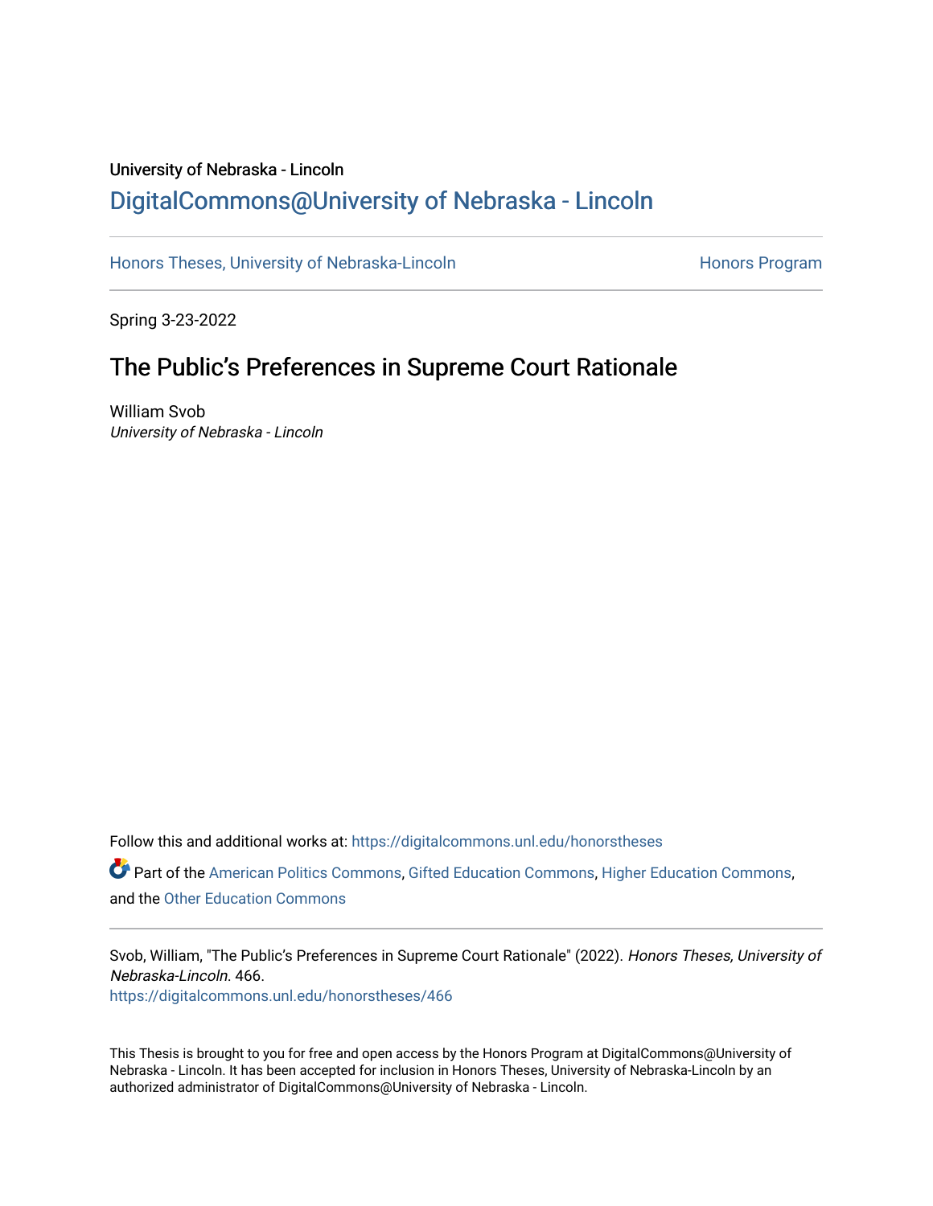University of Nebraska - Lincoln

DigitalCommons@University of Nebraska - Lincoln

Honors Theses, University of Nebraska-Lincoln | Honors Program

Spring 3-23-2022

# The Public's Preferences in Supreme Court Rationale

William Svob
*University of Nebraska - Lincoln*

Follow this and additional works at: https://digitalcommons.unl.edu/honorstheses

Part of the American Politics Commons, Gifted Education Commons, Higher Education Commons, and the Other Education Commons

Svob, William, "The Public's Preferences in Supreme Court Rationale" (2022). *Honors Theses, University of Nebraska-Lincoln*. 466.
https://digitalcommons.unl.edu/honorstheses/466

This Thesis is brought to you for free and open access by the Honors Program at DigitalCommons@University of Nebraska - Lincoln. It has been accepted for inclusion in Honors Theses, University of Nebraska-Lincoln by an authorized administrator of DigitalCommons@University of Nebraska - Lincoln.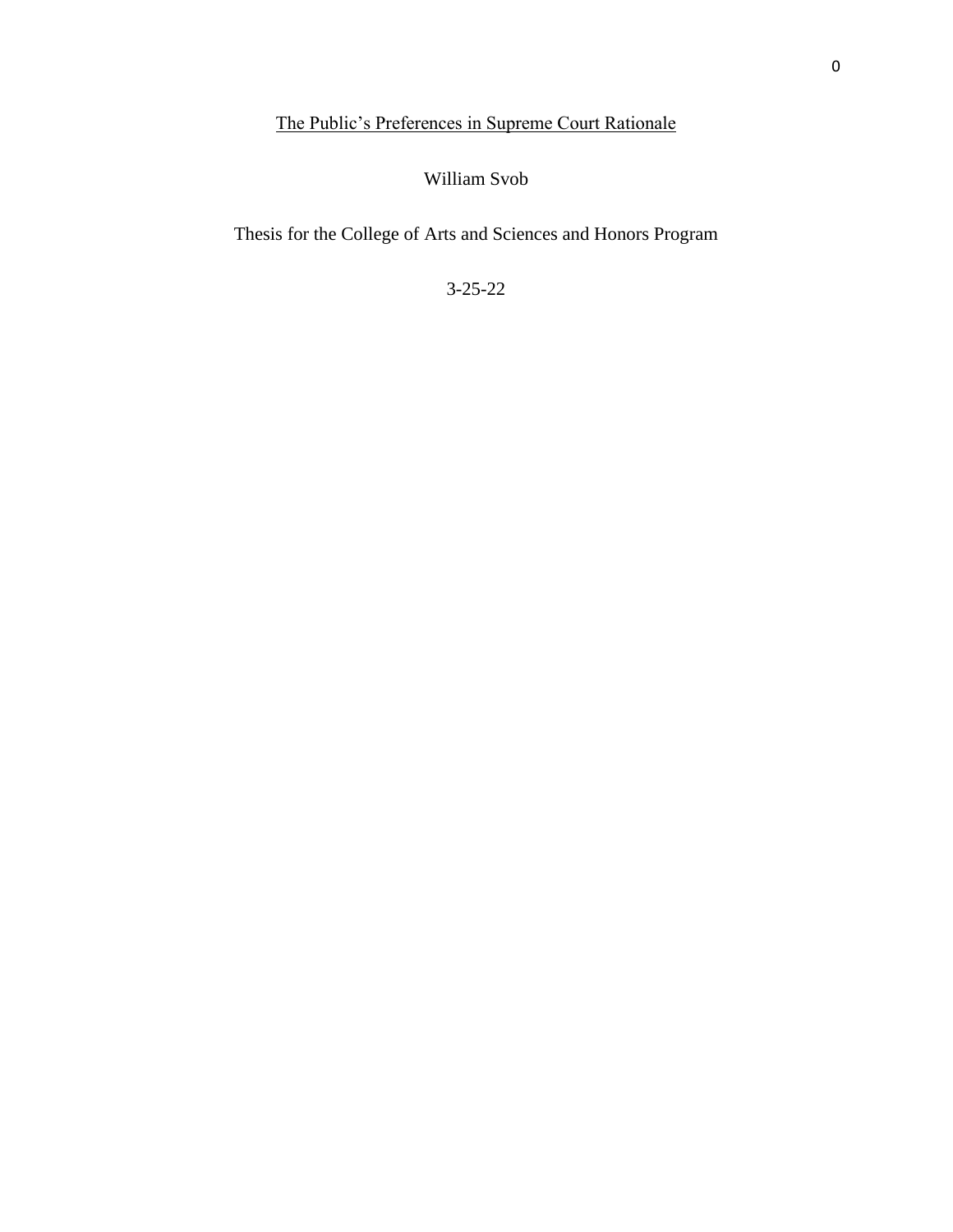The Public's Preferences in Supreme Court Rationale

William Svob

Thesis for the College of Arts and Sciences and Honors Program

3-25-22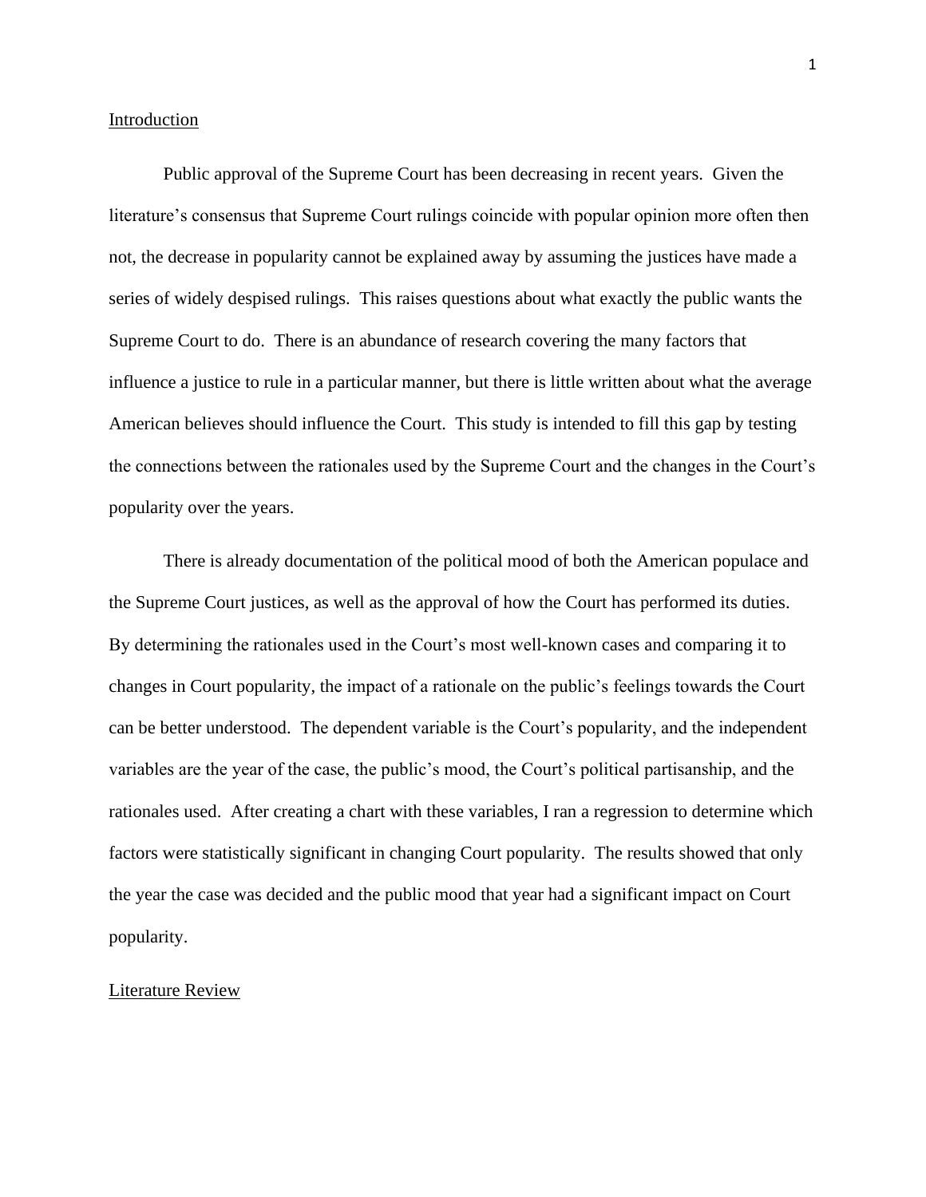## Introduction

Public approval of the Supreme Court has been decreasing in recent years. Given the literature's consensus that Supreme Court rulings coincide with popular opinion more often then not, the decrease in popularity cannot be explained away by assuming the justices have made a series of widely despised rulings. This raises questions about what exactly the public wants the Supreme Court to do. There is an abundance of research covering the many factors that influence a justice to rule in a particular manner, but there is little written about what the average American believes should influence the Court. This study is intended to fill this gap by testing the connections between the rationales used by the Supreme Court and the changes in the Court's popularity over the years.

There is already documentation of the political mood of both the American populace and the Supreme Court justices, as well as the approval of how the Court has performed its duties. By determining the rationales used in the Court's most well-known cases and comparing it to changes in Court popularity, the impact of a rationale on the public's feelings towards the Court can be better understood. The dependent variable is the Court's popularity, and the independent variables are the year of the case, the public's mood, the Court's political partisanship, and the rationales used. After creating a chart with these variables, I ran a regression to determine which factors were statistically significant in changing Court popularity. The results showed that only the year the case was decided and the public mood that year had a significant impact on Court popularity.

## Literature Review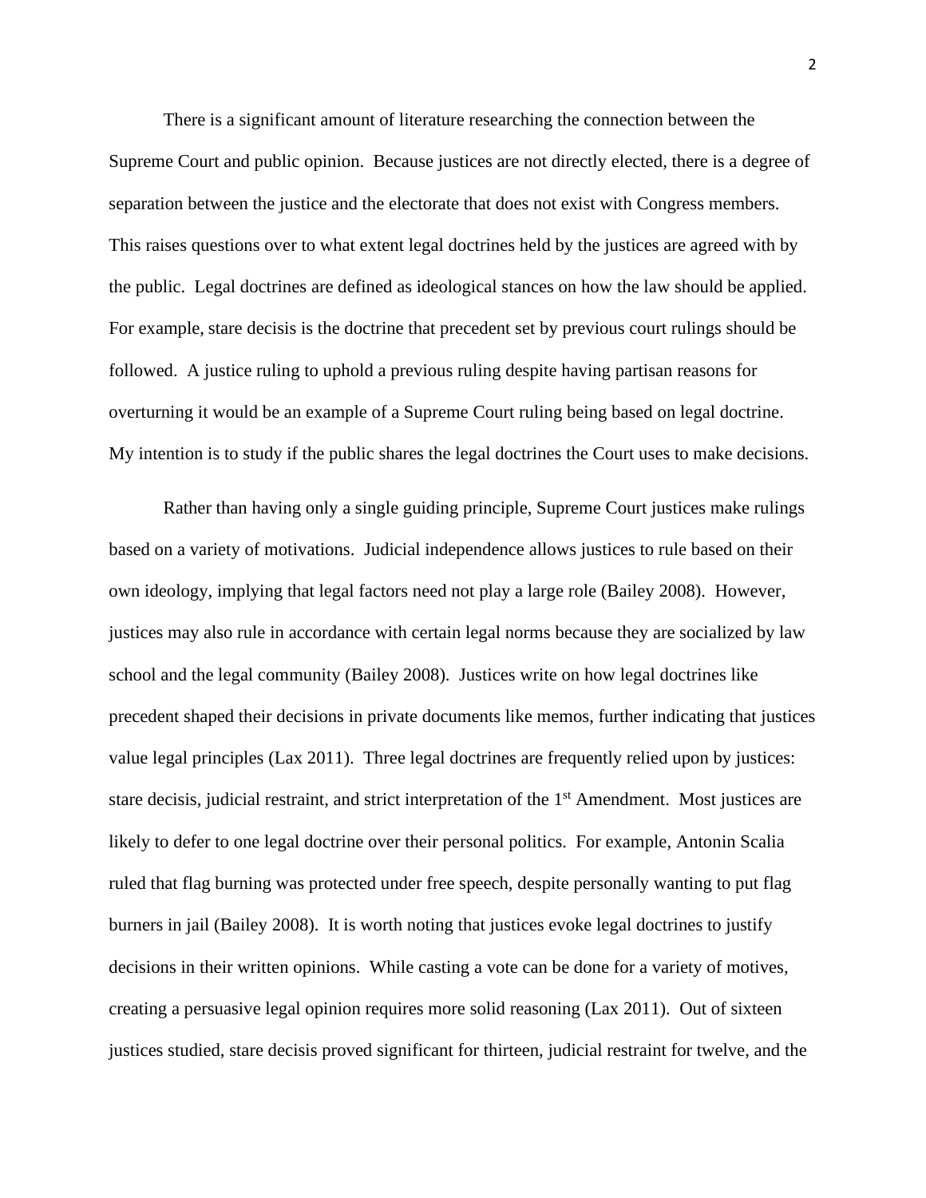There is a significant amount of literature researching the connection between the Supreme Court and public opinion. Because justices are not directly elected, there is a degree of separation between the justice and the electorate that does not exist with Congress members. This raises questions over to what extent legal doctrines held by the justices are agreed with by the public. Legal doctrines are defined as ideological stances on how the law should be applied. For example, stare decisis is the doctrine that precedent set by previous court rulings should be followed. A justice ruling to uphold a previous ruling despite having partisan reasons for overturning it would be an example of a Supreme Court ruling being based on legal doctrine. My intention is to study if the public shares the legal doctrines the Court uses to make decisions.

Rather than having only a single guiding principle, Supreme Court justices make rulings based on a variety of motivations. Judicial independence allows justices to rule based on their own ideology, implying that legal factors need not play a large role (Bailey 2008). However, justices may also rule in accordance with certain legal norms because they are socialized by law school and the legal community (Bailey 2008). Justices write on how legal doctrines like precedent shaped their decisions in private documents like memos, further indicating that justices value legal principles (Lax 2011). Three legal doctrines are frequently relied upon by justices: stare decisis, judicial restraint, and strict interpretation of the 1st Amendment. Most justices are likely to defer to one legal doctrine over their personal politics. For example, Antonin Scalia ruled that flag burning was protected under free speech, despite personally wanting to put flag burners in jail (Bailey 2008). It is worth noting that justices evoke legal doctrines to justify decisions in their written opinions. While casting a vote can be done for a variety of motives, creating a persuasive legal opinion requires more solid reasoning (Lax 2011). Out of sixteen justices studied, stare decisis proved significant for thirteen, judicial restraint for twelve, and the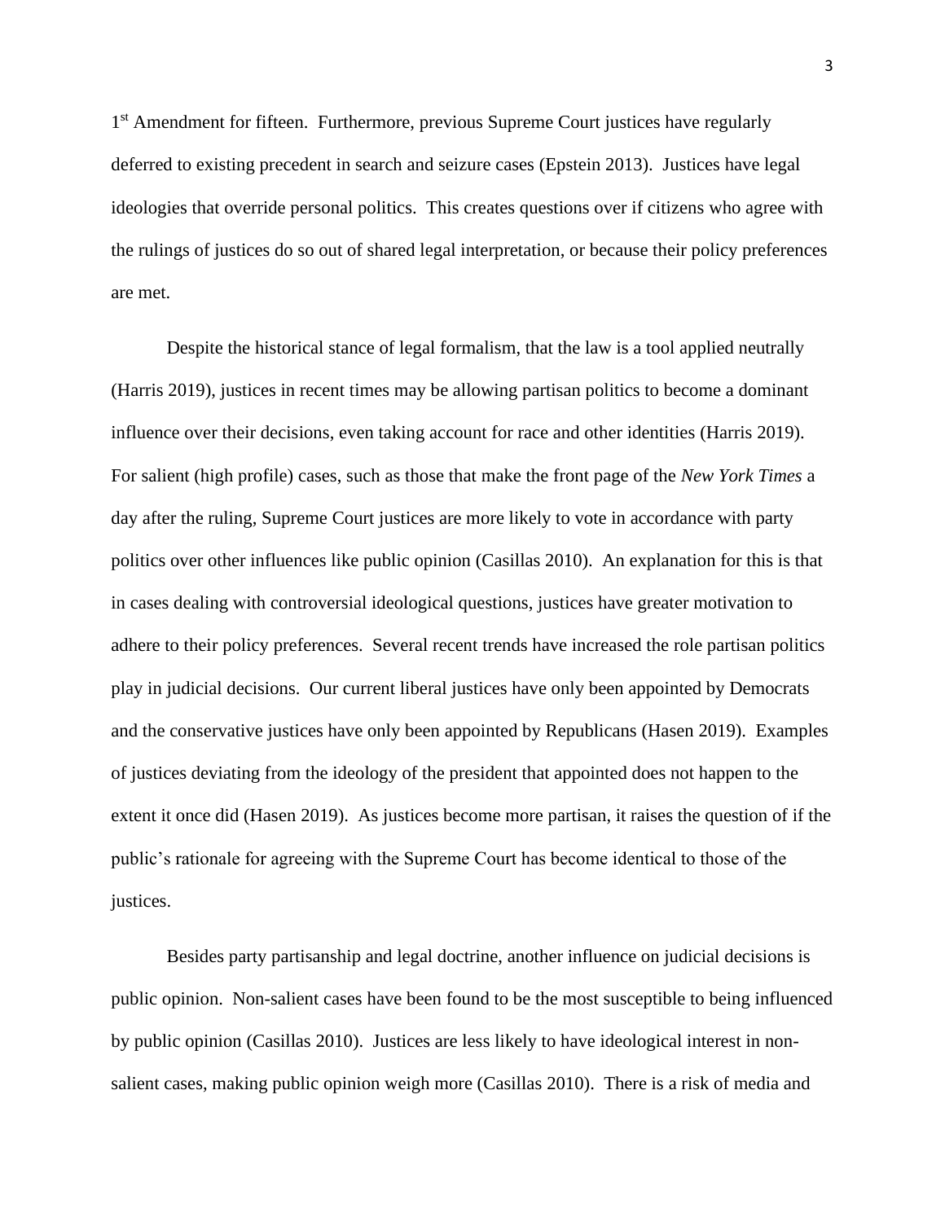1st Amendment for fifteen. Furthermore, previous Supreme Court justices have regularly deferred to existing precedent in search and seizure cases (Epstein 2013). Justices have legal ideologies that override personal politics. This creates questions over if citizens who agree with the rulings of justices do so out of shared legal interpretation, or because their policy preferences are met.

Despite the historical stance of legal formalism, that the law is a tool applied neutrally (Harris 2019), justices in recent times may be allowing partisan politics to become a dominant influence over their decisions, even taking account for race and other identities (Harris 2019). For salient (high profile) cases, such as those that make the front page of the *New York Times* a day after the ruling, Supreme Court justices are more likely to vote in accordance with party politics over other influences like public opinion (Casillas 2010). An explanation for this is that in cases dealing with controversial ideological questions, justices have greater motivation to adhere to their policy preferences. Several recent trends have increased the role partisan politics play in judicial decisions. Our current liberal justices have only been appointed by Democrats and the conservative justices have only been appointed by Republicans (Hasen 2019). Examples of justices deviating from the ideology of the president that appointed does not happen to the extent it once did (Hasen 2019). As justices become more partisan, it raises the question of if the public's rationale for agreeing with the Supreme Court has become identical to those of the justices.

Besides party partisanship and legal doctrine, another influence on judicial decisions is public opinion. Non-salient cases have been found to be the most susceptible to being influenced by public opinion (Casillas 2010). Justices are less likely to have ideological interest in non-salient cases, making public opinion weigh more (Casillas 2010). There is a risk of media and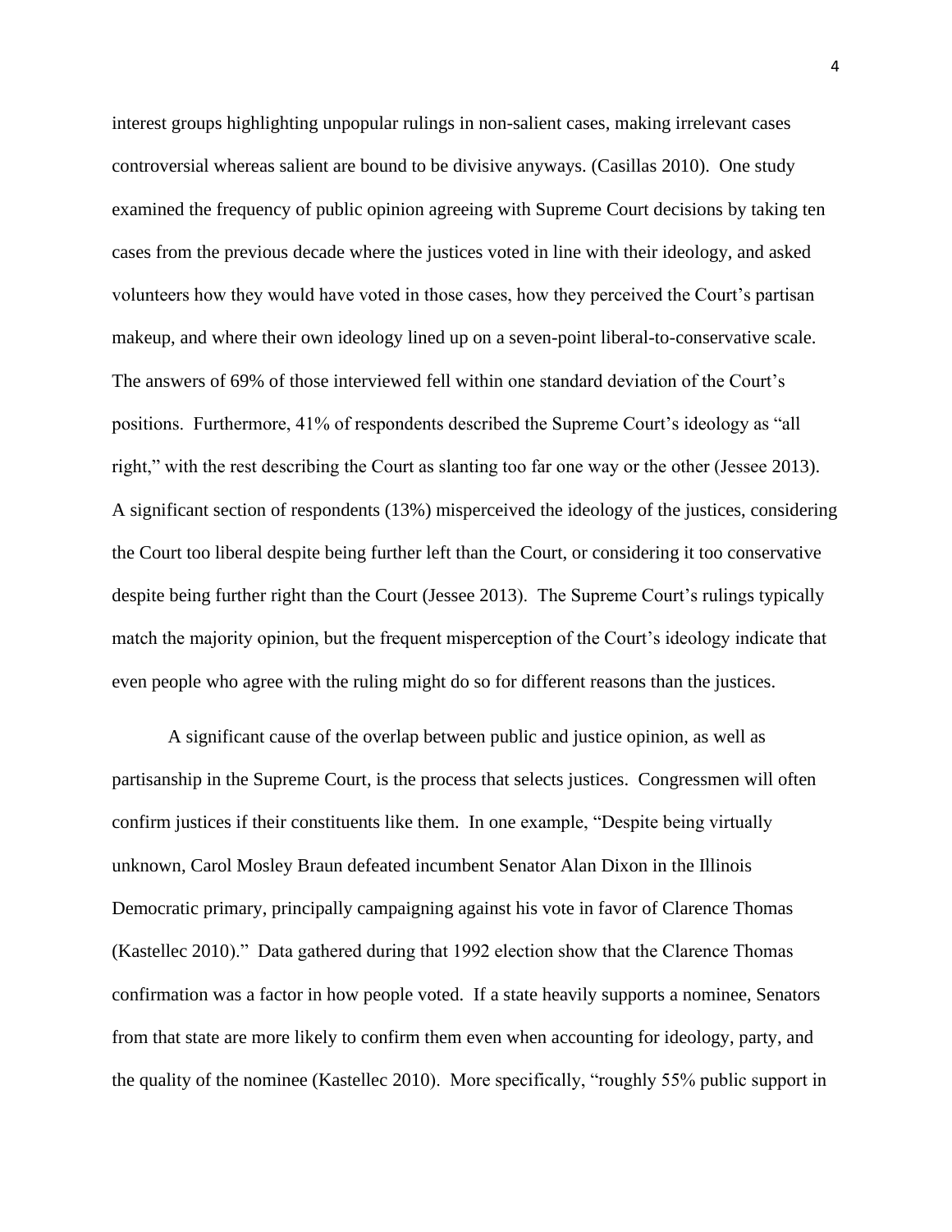interest groups highlighting unpopular rulings in non-salient cases, making irrelevant cases controversial whereas salient are bound to be divisive anyways. (Casillas 2010). One study examined the frequency of public opinion agreeing with Supreme Court decisions by taking ten cases from the previous decade where the justices voted in line with their ideology, and asked volunteers how they would have voted in those cases, how they perceived the Court's partisan makeup, and where their own ideology lined up on a seven-point liberal-to-conservative scale. The answers of 69% of those interviewed fell within one standard deviation of the Court's positions. Furthermore, 41% of respondents described the Supreme Court's ideology as "all right," with the rest describing the Court as slanting too far one way or the other (Jessee 2013). A significant section of respondents (13%) misperceived the ideology of the justices, considering the Court too liberal despite being further left than the Court, or considering it too conservative despite being further right than the Court (Jessee 2013). The Supreme Court's rulings typically match the majority opinion, but the frequent misperception of the Court's ideology indicate that even people who agree with the ruling might do so for different reasons than the justices.

A significant cause of the overlap between public and justice opinion, as well as partisanship in the Supreme Court, is the process that selects justices. Congressmen will often confirm justices if their constituents like them. In one example, "Despite being virtually unknown, Carol Mosley Braun defeated incumbent Senator Alan Dixon in the Illinois Democratic primary, principally campaigning against his vote in favor of Clarence Thomas (Kastellec 2010)." Data gathered during that 1992 election show that the Clarence Thomas confirmation was a factor in how people voted. If a state heavily supports a nominee, Senators from that state are more likely to confirm them even when accounting for ideology, party, and the quality of the nominee (Kastellec 2010). More specifically, "roughly 55% public support in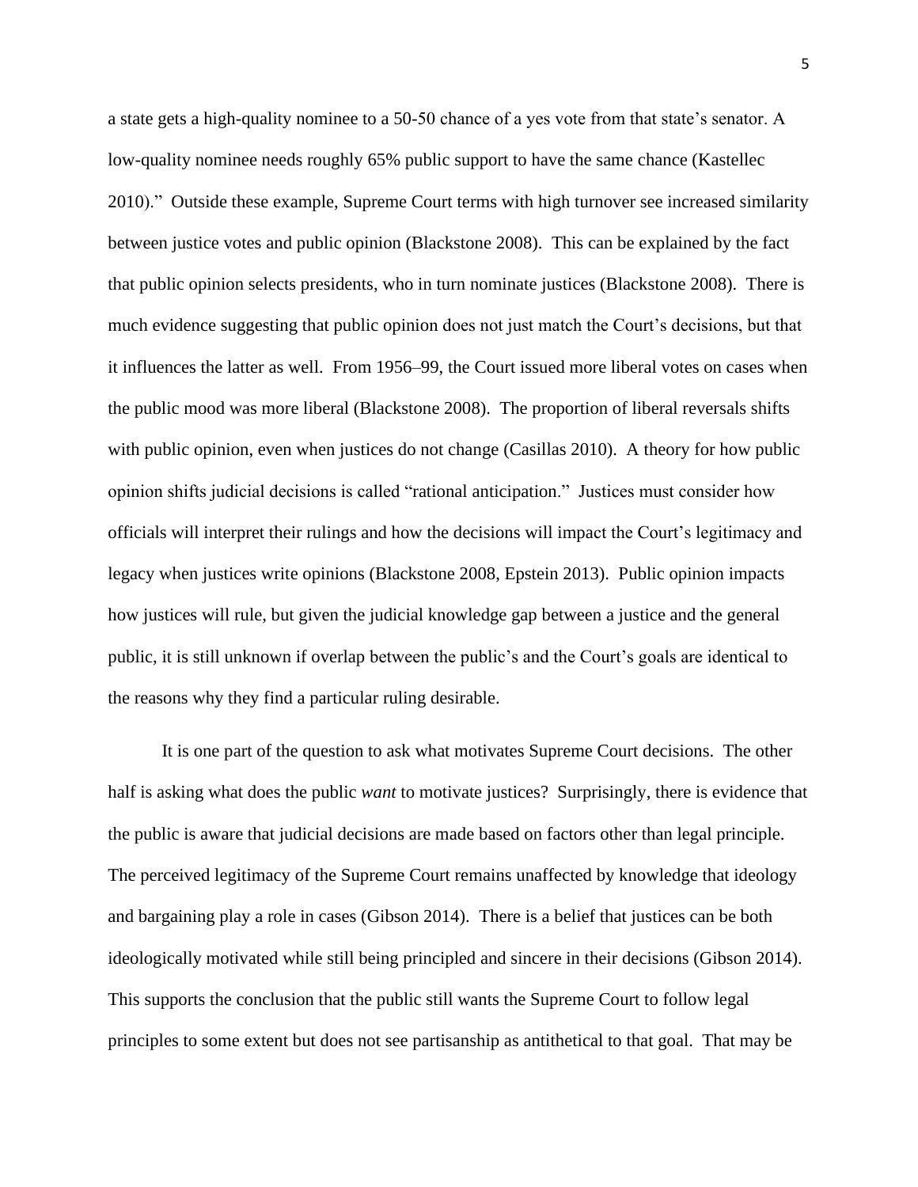a state gets a high-quality nominee to a 50-50 chance of a yes vote from that state's senator. A low-quality nominee needs roughly 65% public support to have the same chance (Kastellec 2010)." Outside these example, Supreme Court terms with high turnover see increased similarity between justice votes and public opinion (Blackstone 2008). This can be explained by the fact that public opinion selects presidents, who in turn nominate justices (Blackstone 2008). There is much evidence suggesting that public opinion does not just match the Court's decisions, but that it influences the latter as well. From 1956–99, the Court issued more liberal votes on cases when the public mood was more liberal (Blackstone 2008). The proportion of liberal reversals shifts with public opinion, even when justices do not change (Casillas 2010). A theory for how public opinion shifts judicial decisions is called "rational anticipation." Justices must consider how officials will interpret their rulings and how the decisions will impact the Court's legitimacy and legacy when justices write opinions (Blackstone 2008, Epstein 2013). Public opinion impacts how justices will rule, but given the judicial knowledge gap between a justice and the general public, it is still unknown if overlap between the public's and the Court's goals are identical to the reasons why they find a particular ruling desirable.

It is one part of the question to ask what motivates Supreme Court decisions. The other half is asking what does the public *want* to motivate justices? Surprisingly, there is evidence that the public is aware that judicial decisions are made based on factors other than legal principle. The perceived legitimacy of the Supreme Court remains unaffected by knowledge that ideology and bargaining play a role in cases (Gibson 2014). There is a belief that justices can be both ideologically motivated while still being principled and sincere in their decisions (Gibson 2014). This supports the conclusion that the public still wants the Supreme Court to follow legal principles to some extent but does not see partisanship as antithetical to that goal. That may be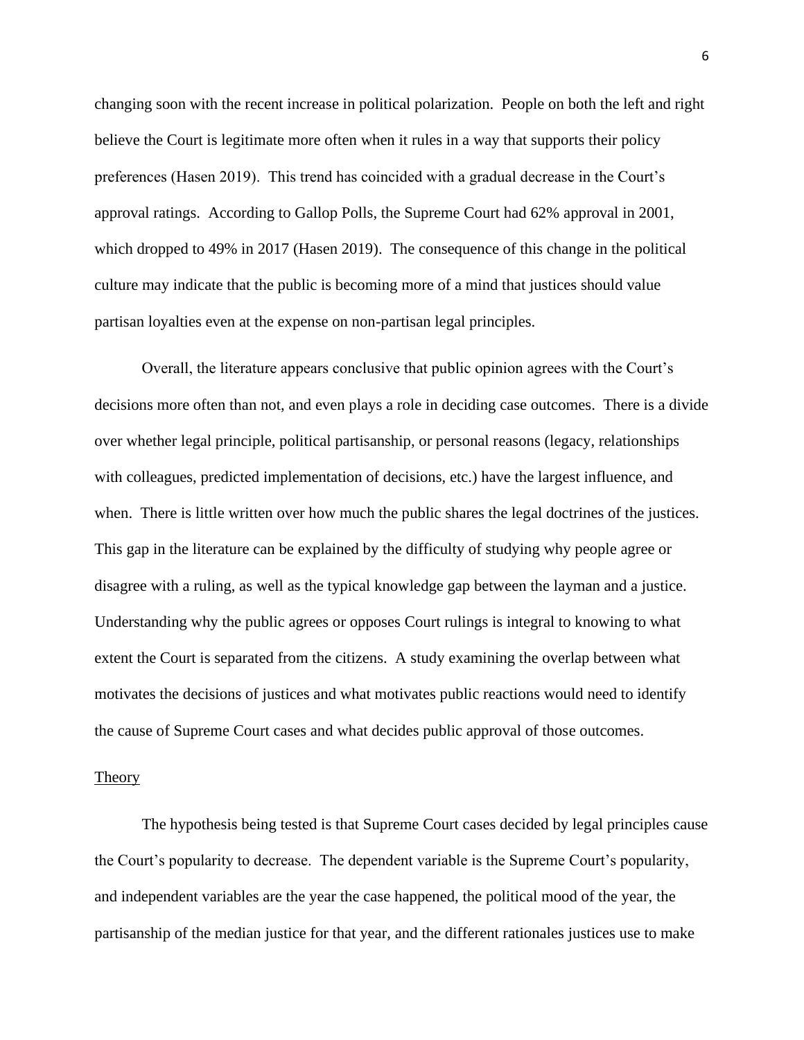changing soon with the recent increase in political polarization. People on both the left and right believe the Court is legitimate more often when it rules in a way that supports their policy preferences (Hasen 2019). This trend has coincided with a gradual decrease in the Court's approval ratings. According to Gallop Polls, the Supreme Court had 62% approval in 2001, which dropped to 49% in 2017 (Hasen 2019). The consequence of this change in the political culture may indicate that the public is becoming more of a mind that justices should value partisan loyalties even at the expense on non-partisan legal principles.

Overall, the literature appears conclusive that public opinion agrees with the Court's decisions more often than not, and even plays a role in deciding case outcomes. There is a divide over whether legal principle, political partisanship, or personal reasons (legacy, relationships with colleagues, predicted implementation of decisions, etc.) have the largest influence, and when. There is little written over how much the public shares the legal doctrines of the justices. This gap in the literature can be explained by the difficulty of studying why people agree or disagree with a ruling, as well as the typical knowledge gap between the layman and a justice. Understanding why the public agrees or opposes Court rulings is integral to knowing to what extent the Court is separated from the citizens. A study examining the overlap between what motivates the decisions of justices and what motivates public reactions would need to identify the cause of Supreme Court cases and what decides public approval of those outcomes.

## Theory

The hypothesis being tested is that Supreme Court cases decided by legal principles cause the Court's popularity to decrease. The dependent variable is the Supreme Court's popularity, and independent variables are the year the case happened, the political mood of the year, the partisanship of the median justice for that year, and the different rationales justices use to make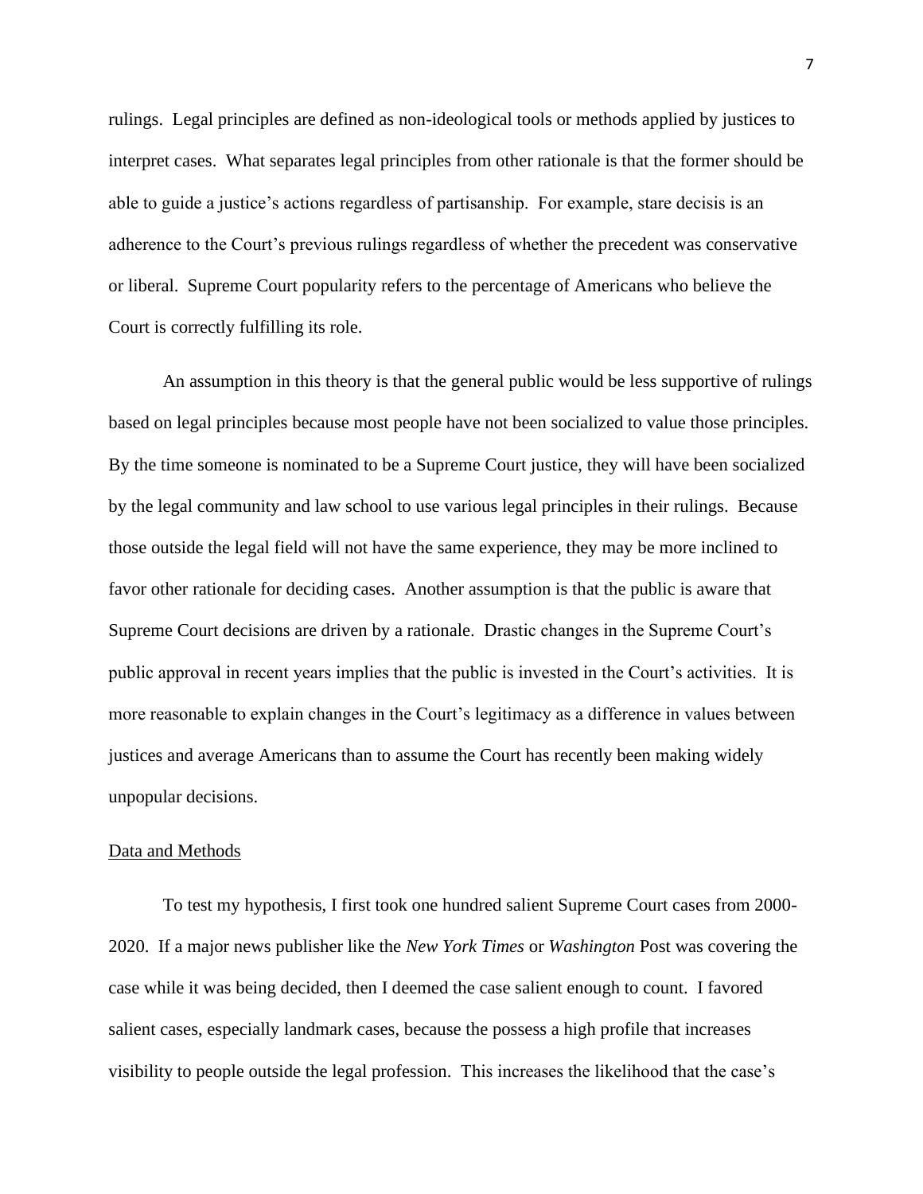rulings. Legal principles are defined as non-ideological tools or methods applied by justices to interpret cases. What separates legal principles from other rationale is that the former should be able to guide a justice's actions regardless of partisanship. For example, stare decisis is an adherence to the Court's previous rulings regardless of whether the precedent was conservative or liberal. Supreme Court popularity refers to the percentage of Americans who believe the Court is correctly fulfilling its role.

An assumption in this theory is that the general public would be less supportive of rulings based on legal principles because most people have not been socialized to value those principles. By the time someone is nominated to be a Supreme Court justice, they will have been socialized by the legal community and law school to use various legal principles in their rulings. Because those outside the legal field will not have the same experience, they may be more inclined to favor other rationale for deciding cases. Another assumption is that the public is aware that Supreme Court decisions are driven by a rationale. Drastic changes in the Supreme Court's public approval in recent years implies that the public is invested in the Court's activities. It is more reasonable to explain changes in the Court's legitimacy as a difference in values between justices and average Americans than to assume the Court has recently been making widely unpopular decisions.

## Data and Methods

To test my hypothesis, I first took one hundred salient Supreme Court cases from 2000-2020. If a major news publisher like the *New York Times* or *Washington* Post was covering the case while it was being decided, then I deemed the case salient enough to count. I favored salient cases, especially landmark cases, because the possess a high profile that increases visibility to people outside the legal profession. This increases the likelihood that the case's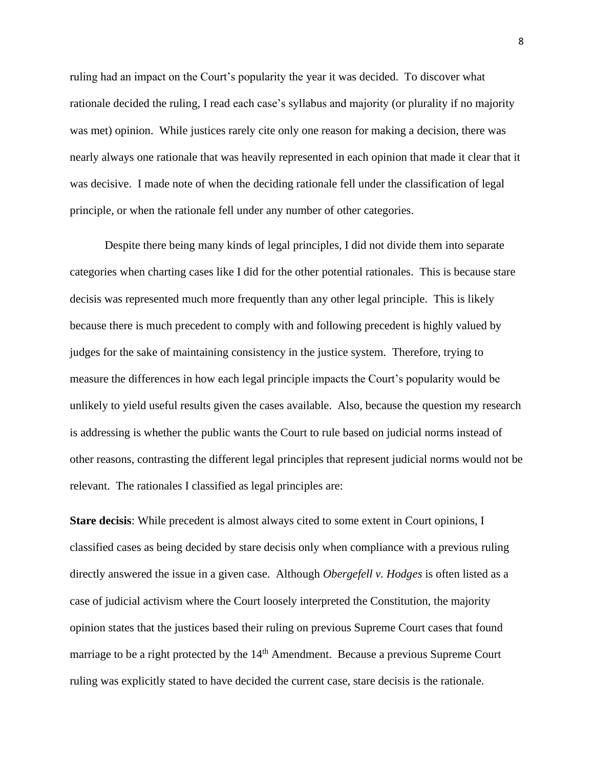ruling had an impact on the Court's popularity the year it was decided. To discover what rationale decided the ruling, I read each case's syllabus and majority (or plurality if no majority was met) opinion. While justices rarely cite only one reason for making a decision, there was nearly always one rationale that was heavily represented in each opinion that made it clear that it was decisive. I made note of when the deciding rationale fell under the classification of legal principle, or when the rationale fell under any number of other categories.

Despite there being many kinds of legal principles, I did not divide them into separate categories when charting cases like I did for the other potential rationales. This is because stare decisis was represented much more frequently than any other legal principle. This is likely because there is much precedent to comply with and following precedent is highly valued by judges for the sake of maintaining consistency in the justice system. Therefore, trying to measure the differences in how each legal principle impacts the Court's popularity would be unlikely to yield useful results given the cases available. Also, because the question my research is addressing is whether the public wants the Court to rule based on judicial norms instead of other reasons, contrasting the different legal principles that represent judicial norms would not be relevant. The rationales I classified as legal principles are:

**Stare decisis**: While precedent is almost always cited to some extent in Court opinions, I classified cases as being decided by stare decisis only when compliance with a previous ruling directly answered the issue in a given case. Although *Obergefell v. Hodges* is often listed as a case of judicial activism where the Court loosely interpreted the Constitution, the majority opinion states that the justices based their ruling on previous Supreme Court cases that found marriage to be a right protected by the 14th Amendment. Because a previous Supreme Court ruling was explicitly stated to have decided the current case, stare decisis is the rationale.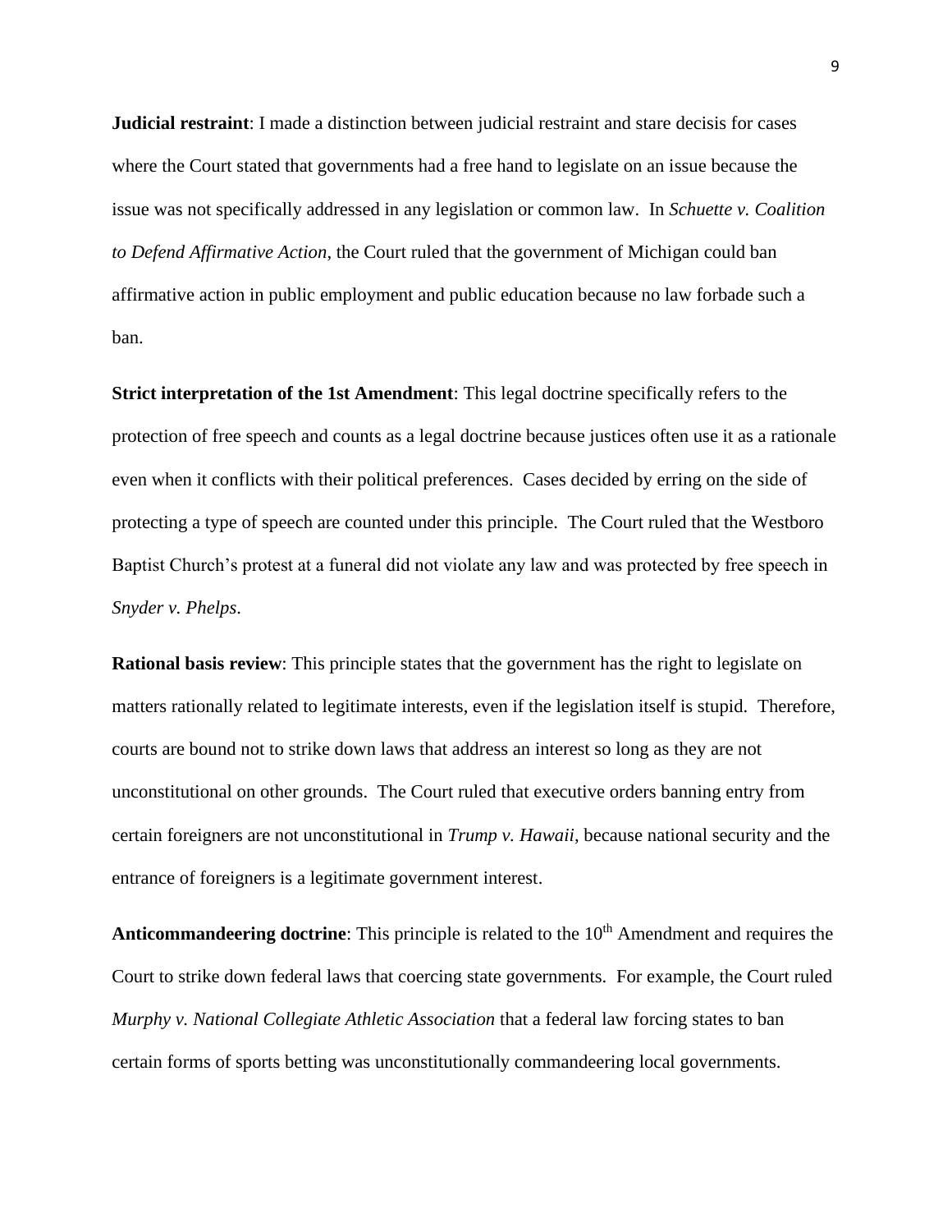**Judicial restraint**: I made a distinction between judicial restraint and stare decisis for cases where the Court stated that governments had a free hand to legislate on an issue because the issue was not specifically addressed in any legislation or common law. In *Schuette v. Coalition to Defend Affirmative Action*, the Court ruled that the government of Michigan could ban affirmative action in public employment and public education because no law forbade such a ban.

**Strict interpretation of the 1st Amendment**: This legal doctrine specifically refers to the protection of free speech and counts as a legal doctrine because justices often use it as a rationale even when it conflicts with their political preferences. Cases decided by erring on the side of protecting a type of speech are counted under this principle. The Court ruled that the Westboro Baptist Church's protest at a funeral did not violate any law and was protected by free speech in *Snyder v. Phelps*.

**Rational basis review**: This principle states that the government has the right to legislate on matters rationally related to legitimate interests, even if the legislation itself is stupid. Therefore, courts are bound not to strike down laws that address an interest so long as they are not unconstitutional on other grounds. The Court ruled that executive orders banning entry from certain foreigners are not unconstitutional in *Trump v. Hawaii*, because national security and the entrance of foreigners is a legitimate government interest.

**Anticommandeering doctrine**: This principle is related to the 10th Amendment and requires the Court to strike down federal laws that coercing state governments. For example, the Court ruled *Murphy v. National Collegiate Athletic Association* that a federal law forcing states to ban certain forms of sports betting was unconstitutionally commandeering local governments.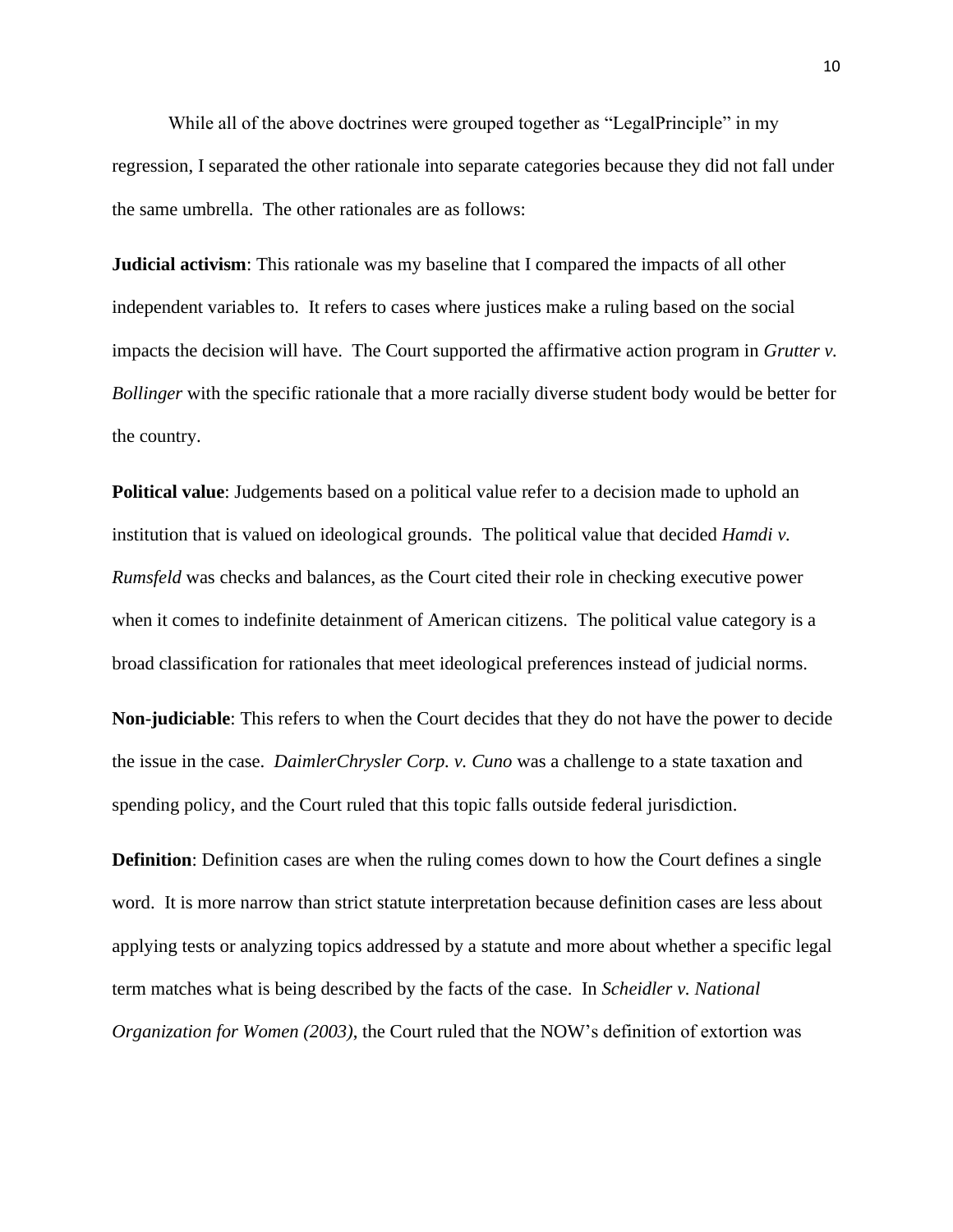While all of the above doctrines were grouped together as "LegalPrinciple" in my regression, I separated the other rationale into separate categories because they did not fall under the same umbrella. The other rationales are as follows:

**Judicial activism**: This rationale was my baseline that I compared the impacts of all other independent variables to. It refers to cases where justices make a ruling based on the social impacts the decision will have. The Court supported the affirmative action program in *Grutter v. Bollinger* with the specific rationale that a more racially diverse student body would be better for the country.

**Political value**: Judgements based on a political value refer to a decision made to uphold an institution that is valued on ideological grounds. The political value that decided *Hamdi v. Rumsfeld* was checks and balances, as the Court cited their role in checking executive power when it comes to indefinite detainment of American citizens. The political value category is a broad classification for rationales that meet ideological preferences instead of judicial norms.

**Non-judiciable**: This refers to when the Court decides that they do not have the power to decide the issue in the case. *DaimlerChrysler Corp. v. Cuno* was a challenge to a state taxation and spending policy, and the Court ruled that this topic falls outside federal jurisdiction.

**Definition**: Definition cases are when the ruling comes down to how the Court defines a single word. It is more narrow than strict statute interpretation because definition cases are less about applying tests or analyzing topics addressed by a statute and more about whether a specific legal term matches what is being described by the facts of the case. In *Scheidler v. National Organization for Women (2003)*, the Court ruled that the NOW's definition of extortion was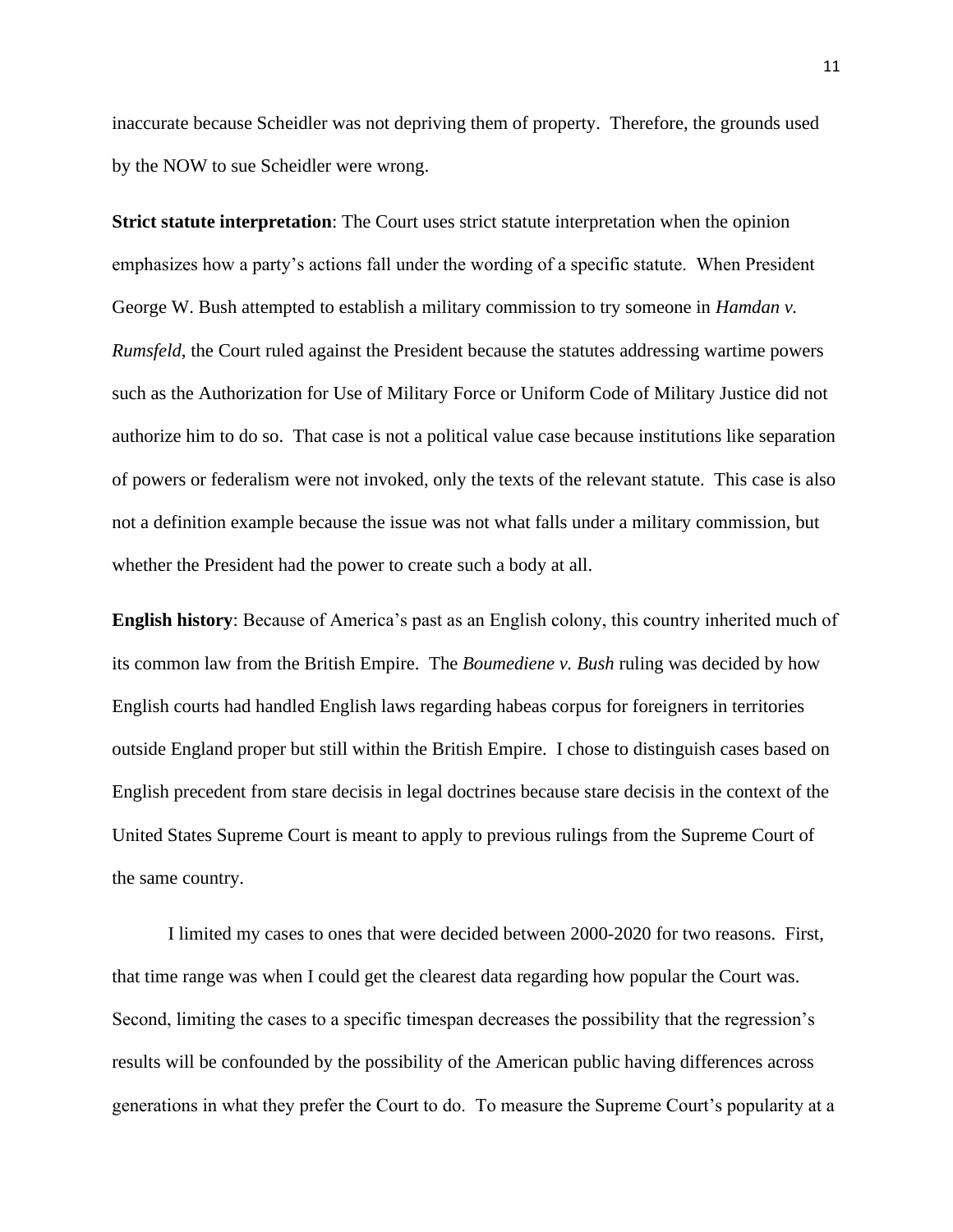inaccurate because Scheidler was not depriving them of property. Therefore, the grounds used by the NOW to sue Scheidler were wrong.

**Strict statute interpretation**: The Court uses strict statute interpretation when the opinion emphasizes how a party's actions fall under the wording of a specific statute. When President George W. Bush attempted to establish a military commission to try someone in *Hamdan v. Rumsfeld*, the Court ruled against the President because the statutes addressing wartime powers such as the Authorization for Use of Military Force or Uniform Code of Military Justice did not authorize him to do so. That case is not a political value case because institutions like separation of powers or federalism were not invoked, only the texts of the relevant statute. This case is also not a definition example because the issue was not what falls under a military commission, but whether the President had the power to create such a body at all.

**English history**: Because of America's past as an English colony, this country inherited much of its common law from the British Empire. The *Boumediene v. Bush* ruling was decided by how English courts had handled English laws regarding habeas corpus for foreigners in territories outside England proper but still within the British Empire. I chose to distinguish cases based on English precedent from stare decisis in legal doctrines because stare decisis in the context of the United States Supreme Court is meant to apply to previous rulings from the Supreme Court of the same country.

I limited my cases to ones that were decided between 2000-2020 for two reasons. First, that time range was when I could get the clearest data regarding how popular the Court was. Second, limiting the cases to a specific timespan decreases the possibility that the regression's results will be confounded by the possibility of the American public having differences across generations in what they prefer the Court to do. To measure the Supreme Court's popularity at a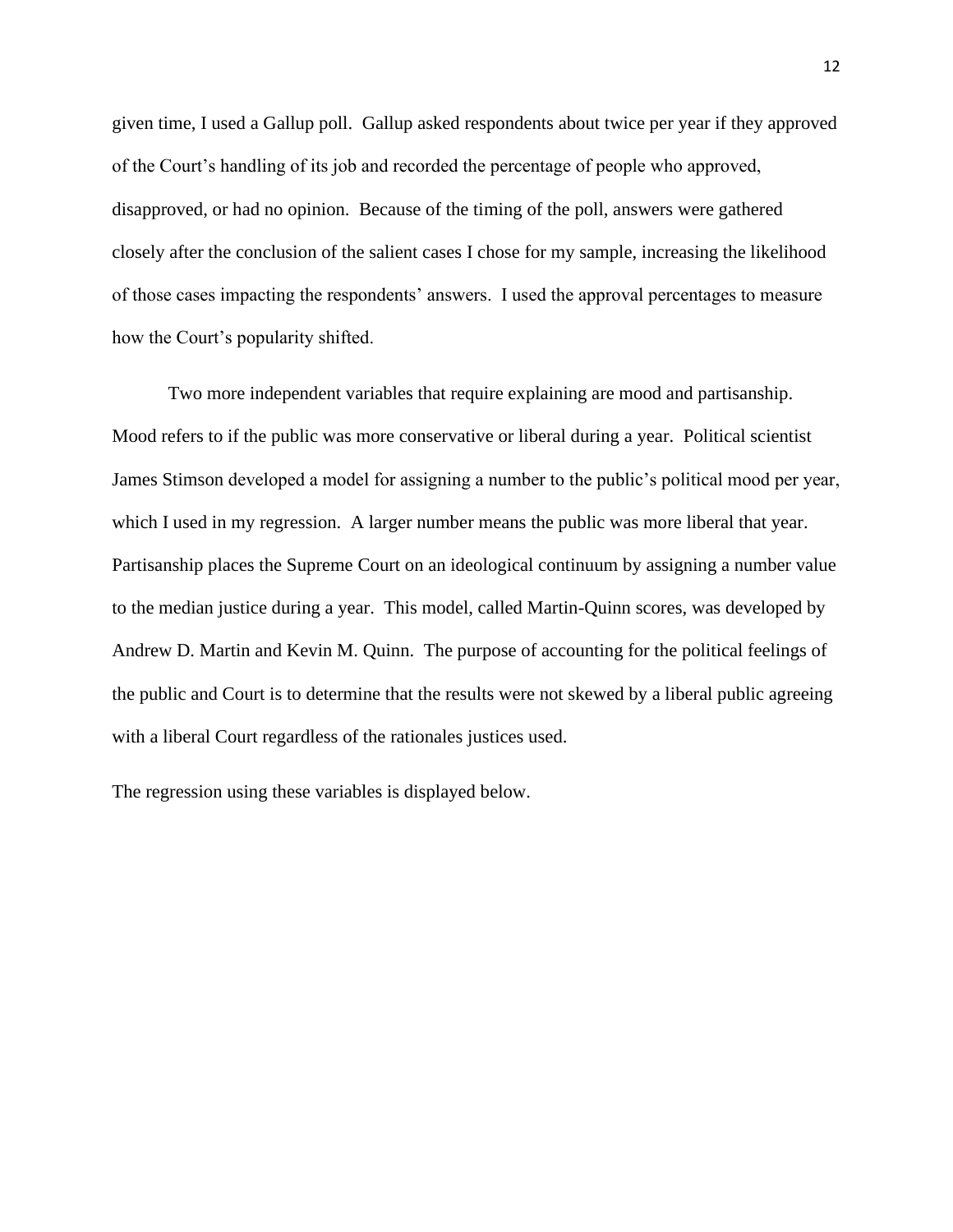given time, I used a Gallup poll. Gallup asked respondents about twice per year if they approved of the Court's handling of its job and recorded the percentage of people who approved, disapproved, or had no opinion. Because of the timing of the poll, answers were gathered closely after the conclusion of the salient cases I chose for my sample, increasing the likelihood of those cases impacting the respondents' answers. I used the approval percentages to measure how the Court's popularity shifted.

Two more independent variables that require explaining are mood and partisanship. Mood refers to if the public was more conservative or liberal during a year. Political scientist James Stimson developed a model for assigning a number to the public's political mood per year, which I used in my regression. A larger number means the public was more liberal that year. Partisanship places the Supreme Court on an ideological continuum by assigning a number value to the median justice during a year. This model, called Martin-Quinn scores, was developed by Andrew D. Martin and Kevin M. Quinn. The purpose of accounting for the political feelings of the public and Court is to determine that the results were not skewed by a liberal public agreeing with a liberal Court regardless of the rationales justices used.

The regression using these variables is displayed below.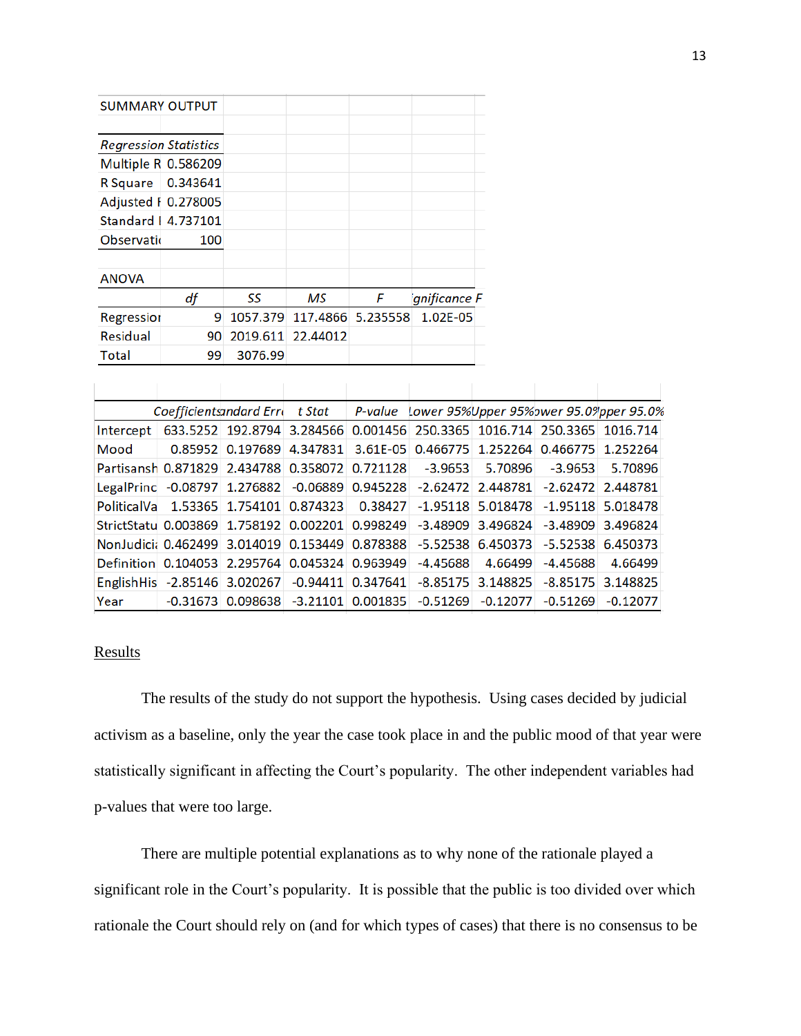SUMMARY OUTPUT

| Regression Statistics | |
|---|---|
| Multiple R | 0.586209 |
| R Square | 0.343641 |
| Adjusted R | 0.278005 |
| Standard I | 4.737101 |
| Observati | 100 |

ANOVA

| | df | SS | MS | F | Significance F |
|---|---|---|---|---|---|
| Regression | 9 | 1057.379 | 117.4866 | 5.235558 | 1.02E-05 |
| Residual | 90 | 2019.611 | 22.44012 | | |
| Total | 99 | 3076.99 | | | |

| | Coefficients | Standard Err | t Stat | P-value | Lower 95% | Upper 95% | Lower 95.0% | Upper 95.0% |
|---|---|---|---|---|---|---|---|---|
| Intercept | 633.5252 | 192.8794 | 3.284566 | 0.001456 | 250.3365 | 1016.714 | 250.3365 | 1016.714 |
| Mood | 0.85952 | 0.197689 | 4.347831 | 3.61E-05 | 0.466775 | 1.252264 | 0.466775 | 1.252264 |
| Partisansh | 0.871829 | 2.434788 | 0.358072 | 0.721128 | -3.9653 | 5.70896 | -3.9653 | 5.70896 |
| LegalPrinc | -0.08797 | 1.276882 | -0.06889 | 0.945228 | -2.62472 | 2.448781 | -2.62472 | 2.448781 |
| PoliticalVa | 1.53365 | 1.754101 | 0.874323 | 0.38427 | -1.95118 | 5.018478 | -1.95118 | 5.018478 |
| StrictStatu | 0.003869 | 1.758192 | 0.002201 | 0.998249 | -3.48909 | 3.496824 | -3.48909 | 3.496824 |
| NonJudici | 0.462499 | 3.014019 | 0.153449 | 0.878388 | -5.52538 | 6.450373 | -5.52538 | 6.450373 |
| Definition | 0.104053 | 2.295764 | 0.045324 | 0.963949 | -4.45688 | 4.66499 | -4.45688 | 4.66499 |
| EnglishHis | -2.85146 | 3.020267 | -0.94411 | 0.347641 | -8.85175 | 3.148825 | -8.85175 | 3.148825 |
| Year | -0.31673 | 0.098638 | -3.21101 | 0.001835 | -0.51269 | -0.12077 | -0.51269 | -0.12077 |

## Results

The results of the study do not support the hypothesis. Using cases decided by judicial activism as a baseline, only the year the case took place in and the public mood of that year were statistically significant in affecting the Court's popularity. The other independent variables had p-values that were too large.

There are multiple potential explanations as to why none of the rationale played a significant role in the Court's popularity. It is possible that the public is too divided over which rationale the Court should rely on (and for which types of cases) that there is no consensus to be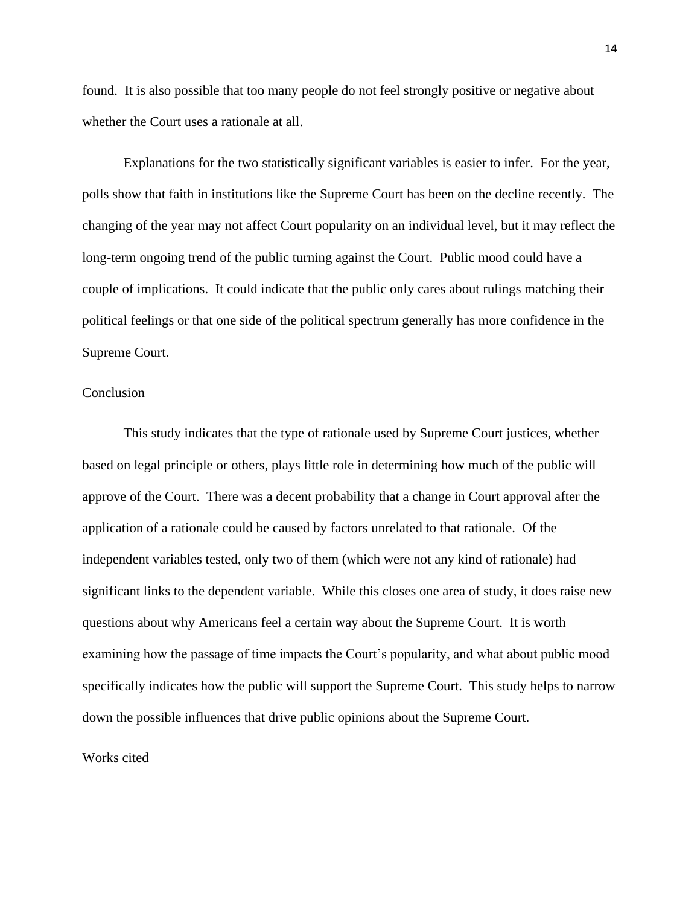found. It is also possible that too many people do not feel strongly positive or negative about whether the Court uses a rationale at all.

Explanations for the two statistically significant variables is easier to infer. For the year, polls show that faith in institutions like the Supreme Court has been on the decline recently. The changing of the year may not affect Court popularity on an individual level, but it may reflect the long-term ongoing trend of the public turning against the Court. Public mood could have a couple of implications. It could indicate that the public only cares about rulings matching their political feelings or that one side of the political spectrum generally has more confidence in the Supreme Court.

## Conclusion

This study indicates that the type of rationale used by Supreme Court justices, whether based on legal principle or others, plays little role in determining how much of the public will approve of the Court. There was a decent probability that a change in Court approval after the application of a rationale could be caused by factors unrelated to that rationale. Of the independent variables tested, only two of them (which were not any kind of rationale) had significant links to the dependent variable. While this closes one area of study, it does raise new questions about why Americans feel a certain way about the Supreme Court. It is worth examining how the passage of time impacts the Court's popularity, and what about public mood specifically indicates how the public will support the Supreme Court. This study helps to narrow down the possible influences that drive public opinions about the Supreme Court.

## Works cited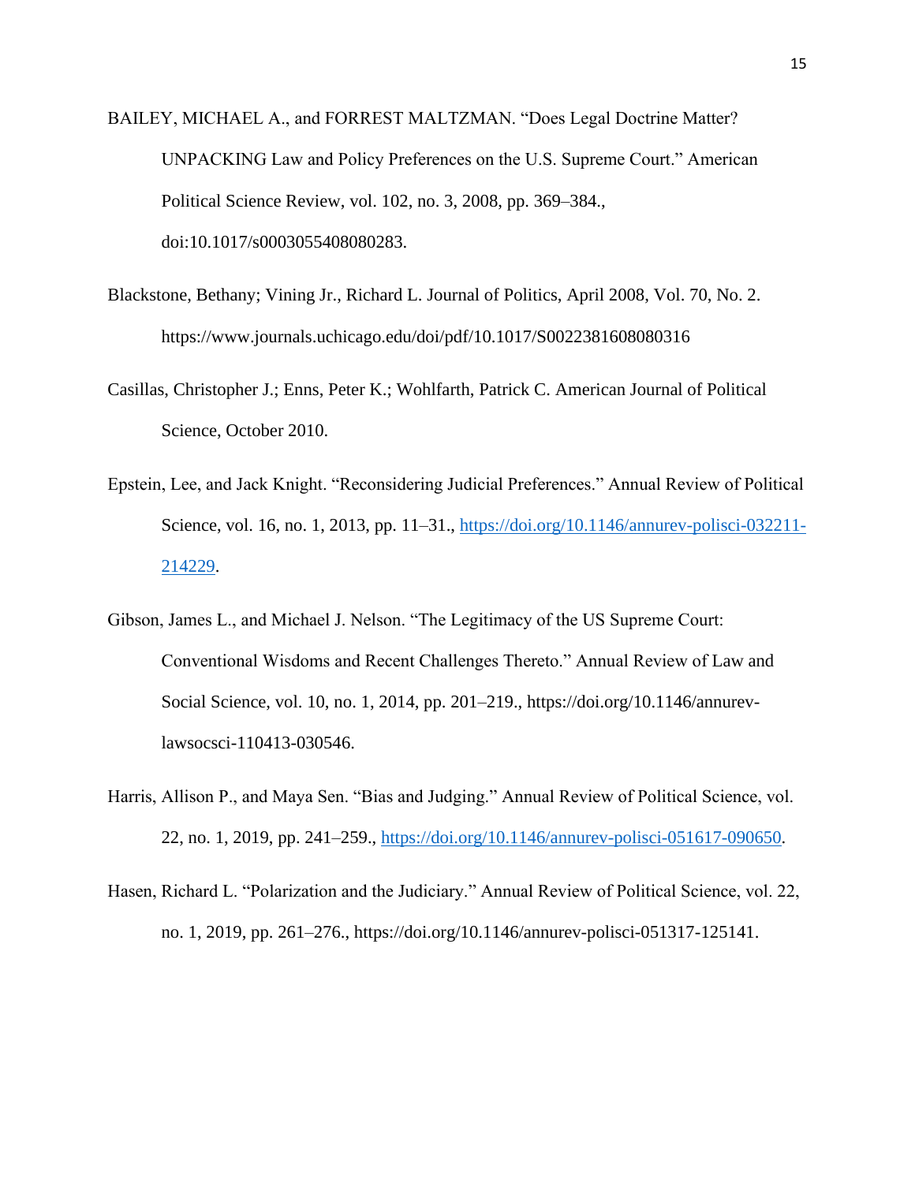BAILEY, MICHAEL A., and FORREST MALTZMAN. "Does Legal Doctrine Matter? UNPACKING Law and Policy Preferences on the U.S. Supreme Court." American Political Science Review, vol. 102, no. 3, 2008, pp. 369–384., doi:10.1017/s0003055408080283.

Blackstone, Bethany; Vining Jr., Richard L. Journal of Politics, April 2008, Vol. 70, No. 2. https://www.journals.uchicago.edu/doi/pdf/10.1017/S0022381608080316

Casillas, Christopher J.; Enns, Peter K.; Wohlfarth, Patrick C. American Journal of Political Science, October 2010.

Epstein, Lee, and Jack Knight. "Reconsidering Judicial Preferences." Annual Review of Political Science, vol. 16, no. 1, 2013, pp. 11–31., https://doi.org/10.1146/annurev-polisci-032211-214229.

Gibson, James L., and Michael J. Nelson. "The Legitimacy of the US Supreme Court: Conventional Wisdoms and Recent Challenges Thereto." Annual Review of Law and Social Science, vol. 10, no. 1, 2014, pp. 201–219., https://doi.org/10.1146/annurev-lawsocsci-110413-030546.

Harris, Allison P., and Maya Sen. "Bias and Judging." Annual Review of Political Science, vol. 22, no. 1, 2019, pp. 241–259., https://doi.org/10.1146/annurev-polisci-051617-090650.

Hasen, Richard L. "Polarization and the Judiciary." Annual Review of Political Science, vol. 22, no. 1, 2019, pp. 261–276., https://doi.org/10.1146/annurev-polisci-051317-125141.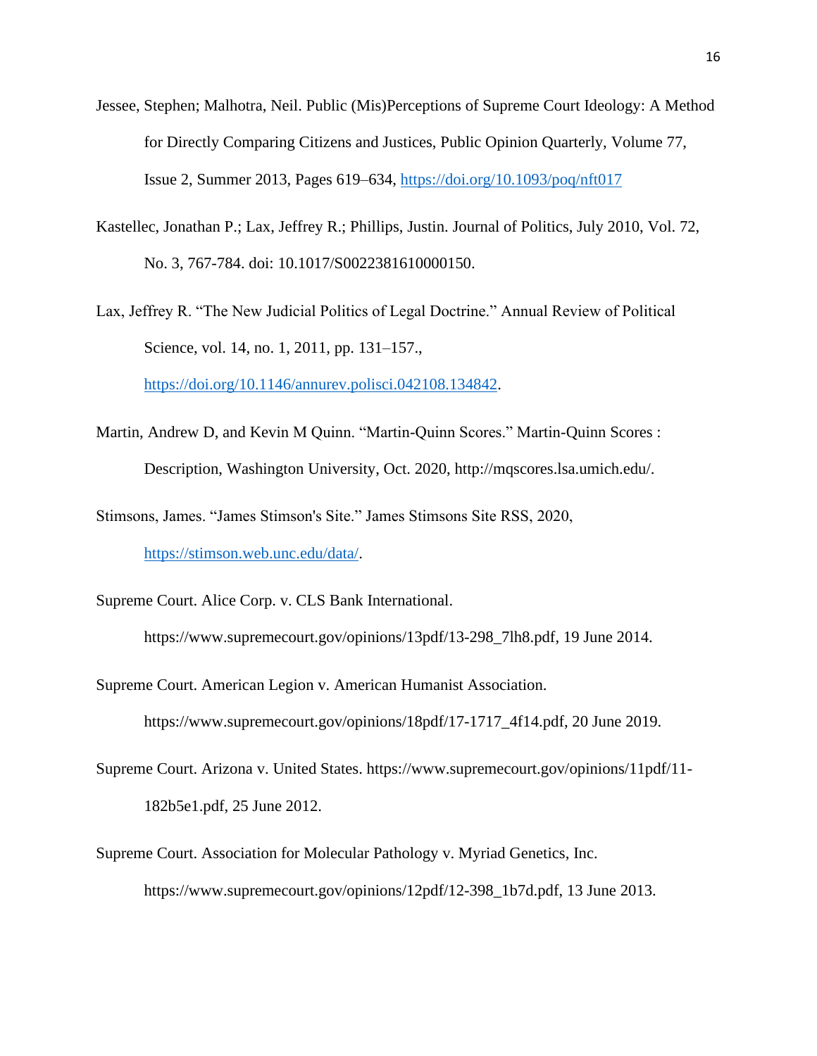Jessee, Stephen; Malhotra, Neil. Public (Mis)Perceptions of Supreme Court Ideology: A Method for Directly Comparing Citizens and Justices, Public Opinion Quarterly, Volume 77, Issue 2, Summer 2013, Pages 619–634, https://doi.org/10.1093/poq/nft017

Kastellec, Jonathan P.; Lax, Jeffrey R.; Phillips, Justin. Journal of Politics, July 2010, Vol. 72, No. 3, 767-784. doi: 10.1017/S0022381610000150.

Lax, Jeffrey R. "The New Judicial Politics of Legal Doctrine." Annual Review of Political Science, vol. 14, no. 1, 2011, pp. 131–157., https://doi.org/10.1146/annurev.polisci.042108.134842.

Martin, Andrew D, and Kevin M Quinn. "Martin-Quinn Scores." Martin-Quinn Scores : Description, Washington University, Oct. 2020, http://mqscores.lsa.umich.edu/.

Stimsons, James. "James Stimson's Site." James Stimsons Site RSS, 2020, https://stimson.web.unc.edu/data/.

Supreme Court. Alice Corp. v. CLS Bank International. https://www.supremecourt.gov/opinions/13pdf/13-298_7lh8.pdf, 19 June 2014.

Supreme Court. American Legion v. American Humanist Association. https://www.supremecourt.gov/opinions/18pdf/17-1717_4f14.pdf, 20 June 2019.

Supreme Court. Arizona v. United States. https://www.supremecourt.gov/opinions/11pdf/11-182b5e1.pdf, 25 June 2012.

Supreme Court. Association for Molecular Pathology v. Myriad Genetics, Inc. https://www.supremecourt.gov/opinions/12pdf/12-398_1b7d.pdf, 13 June 2013.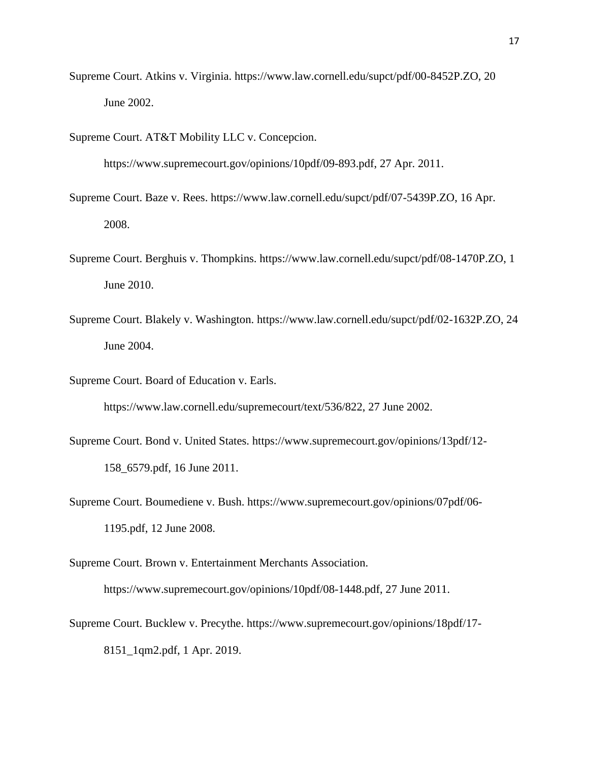Supreme Court. Atkins v. Virginia. https://www.law.cornell.edu/supct/pdf/00-8452P.ZO, 20 June 2002.

Supreme Court. AT&T Mobility LLC v. Concepcion. https://www.supremecourt.gov/opinions/10pdf/09-893.pdf, 27 Apr. 2011.

Supreme Court. Baze v. Rees. https://www.law.cornell.edu/supct/pdf/07-5439P.ZO, 16 Apr. 2008.

Supreme Court. Berghuis v. Thompkins. https://www.law.cornell.edu/supct/pdf/08-1470P.ZO, 1 June 2010.

Supreme Court. Blakely v. Washington. https://www.law.cornell.edu/supct/pdf/02-1632P.ZO, 24 June 2004.

Supreme Court. Board of Education v. Earls. https://www.law.cornell.edu/supremecourt/text/536/822, 27 June 2002.

Supreme Court. Bond v. United States. https://www.supremecourt.gov/opinions/13pdf/12-158_6579.pdf, 16 June 2011.

Supreme Court. Boumediene v. Bush. https://www.supremecourt.gov/opinions/07pdf/06-1195.pdf, 12 June 2008.

Supreme Court. Brown v. Entertainment Merchants Association. https://www.supremecourt.gov/opinions/10pdf/08-1448.pdf, 27 June 2011.

Supreme Court. Bucklew v. Precythe. https://www.supremecourt.gov/opinions/18pdf/17-8151_1qm2.pdf, 1 Apr. 2019.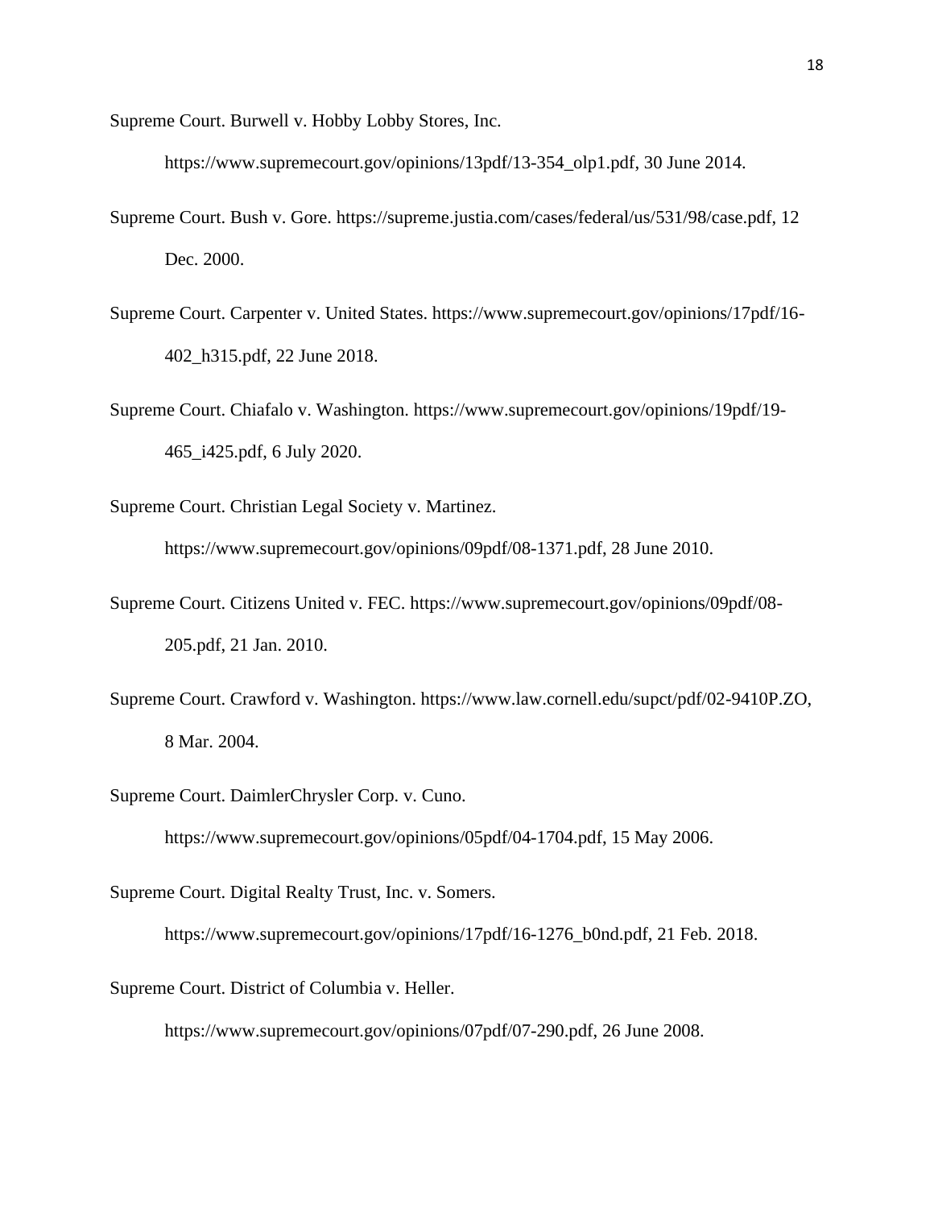Supreme Court. Burwell v. Hobby Lobby Stores, Inc. https://www.supremecourt.gov/opinions/13pdf/13-354_olp1.pdf, 30 June 2014.

Supreme Court. Bush v. Gore. https://supreme.justia.com/cases/federal/us/531/98/case.pdf, 12 Dec. 2000.

Supreme Court. Carpenter v. United States. https://www.supremecourt.gov/opinions/17pdf/16-402_h315.pdf, 22 June 2018.

Supreme Court. Chiafalo v. Washington. https://www.supremecourt.gov/opinions/19pdf/19-465_i425.pdf, 6 July 2020.

Supreme Court. Christian Legal Society v. Martinez. https://www.supremecourt.gov/opinions/09pdf/08-1371.pdf, 28 June 2010.

Supreme Court. Citizens United v. FEC. https://www.supremecourt.gov/opinions/09pdf/08-205.pdf, 21 Jan. 2010.

Supreme Court. Crawford v. Washington. https://www.law.cornell.edu/supct/pdf/02-9410P.ZO, 8 Mar. 2004.

Supreme Court. DaimlerChrysler Corp. v. Cuno. https://www.supremecourt.gov/opinions/05pdf/04-1704.pdf, 15 May 2006.

Supreme Court. Digital Realty Trust, Inc. v. Somers. https://www.supremecourt.gov/opinions/17pdf/16-1276_b0nd.pdf, 21 Feb. 2018.

Supreme Court. District of Columbia v. Heller. https://www.supremecourt.gov/opinions/07pdf/07-290.pdf, 26 June 2008.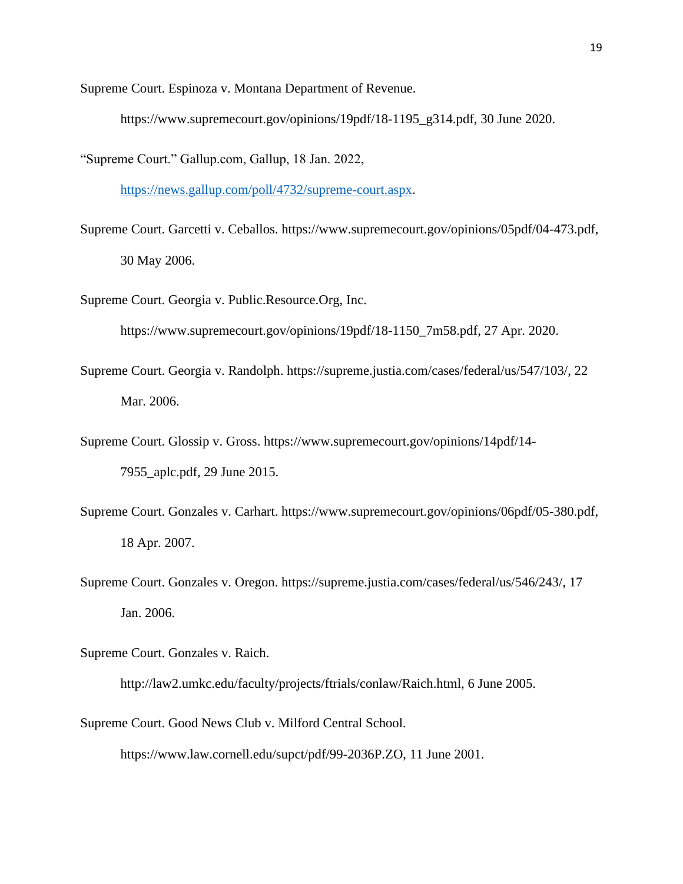Supreme Court. Espinoza v. Montana Department of Revenue. https://www.supremecourt.gov/opinions/19pdf/18-1195_g314.pdf, 30 June 2020.

"Supreme Court." Gallup.com, Gallup, 18 Jan. 2022, https://news.gallup.com/poll/4732/supreme-court.aspx.

Supreme Court. Garcetti v. Ceballos. https://www.supremecourt.gov/opinions/05pdf/04-473.pdf, 30 May 2006.

Supreme Court. Georgia v. Public.Resource.Org, Inc. https://www.supremecourt.gov/opinions/19pdf/18-1150_7m58.pdf, 27 Apr. 2020.

Supreme Court. Georgia v. Randolph. https://supreme.justia.com/cases/federal/us/547/103/, 22 Mar. 2006.

Supreme Court. Glossip v. Gross. https://www.supremecourt.gov/opinions/14pdf/14-7955_aplc.pdf, 29 June 2015.

Supreme Court. Gonzales v. Carhart. https://www.supremecourt.gov/opinions/06pdf/05-380.pdf, 18 Apr. 2007.

Supreme Court. Gonzales v. Oregon. https://supreme.justia.com/cases/federal/us/546/243/, 17 Jan. 2006.

Supreme Court. Gonzales v. Raich. http://law2.umkc.edu/faculty/projects/ftrials/conlaw/Raich.html, 6 June 2005.

Supreme Court. Good News Club v. Milford Central School. https://www.law.cornell.edu/supct/pdf/99-2036P.ZO, 11 June 2001.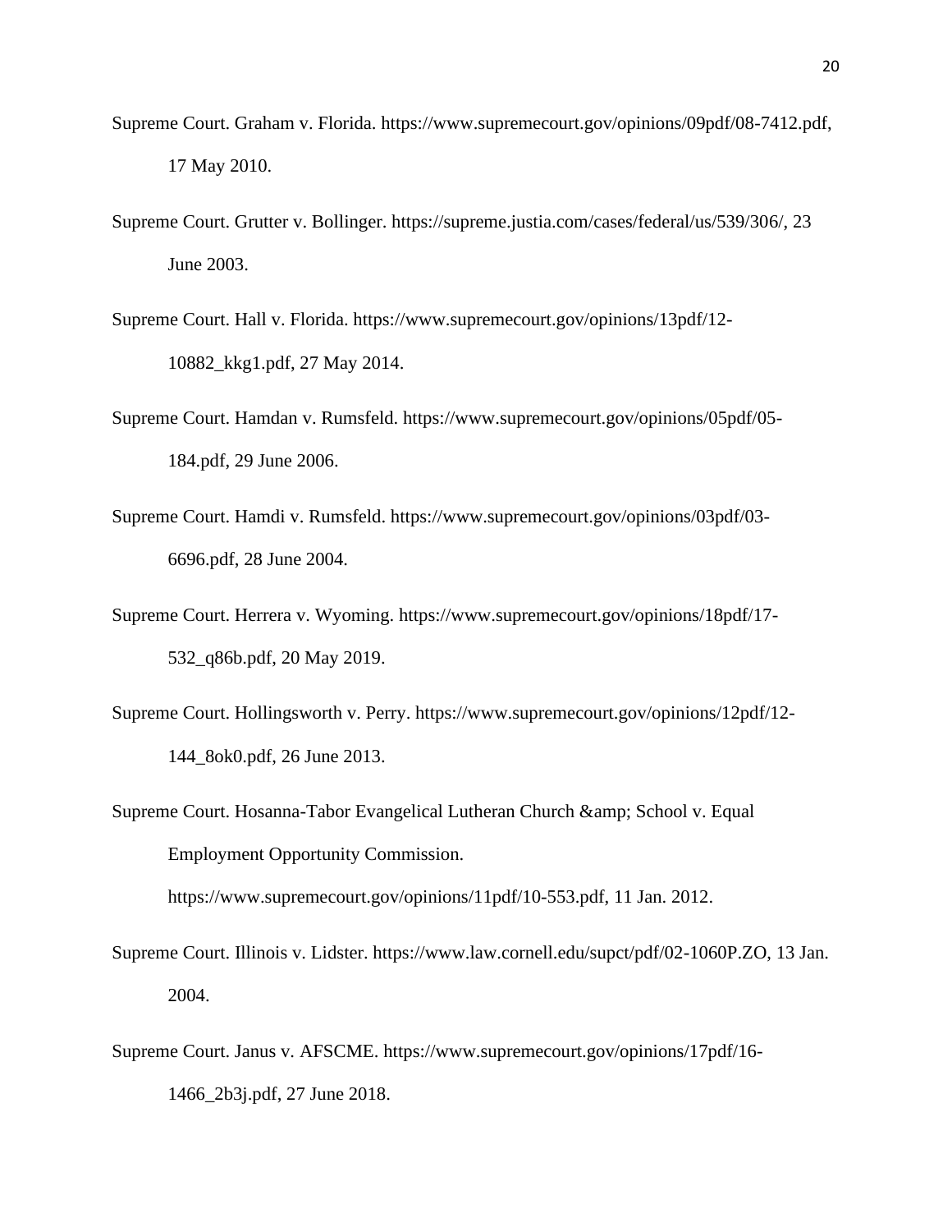Supreme Court. Graham v. Florida. https://www.supremecourt.gov/opinions/09pdf/08-7412.pdf, 17 May 2010.

Supreme Court. Grutter v. Bollinger. https://supreme.justia.com/cases/federal/us/539/306/, 23 June 2003.

Supreme Court. Hall v. Florida. https://www.supremecourt.gov/opinions/13pdf/12-10882_kkg1.pdf, 27 May 2014.

Supreme Court. Hamdan v. Rumsfeld. https://www.supremecourt.gov/opinions/05pdf/05-184.pdf, 29 June 2006.

Supreme Court. Hamdi v. Rumsfeld. https://www.supremecourt.gov/opinions/03pdf/03-6696.pdf, 28 June 2004.

Supreme Court. Herrera v. Wyoming. https://www.supremecourt.gov/opinions/18pdf/17-532_q86b.pdf, 20 May 2019.

Supreme Court. Hollingsworth v. Perry. https://www.supremecourt.gov/opinions/12pdf/12-144_8ok0.pdf, 26 June 2013.

Supreme Court. Hosanna-Tabor Evangelical Lutheran Church &amp; School v. Equal Employment Opportunity Commission. https://www.supremecourt.gov/opinions/11pdf/10-553.pdf, 11 Jan. 2012.

Supreme Court. Illinois v. Lidster. https://www.law.cornell.edu/supct/pdf/02-1060P.ZO, 13 Jan. 2004.

Supreme Court. Janus v. AFSCME. https://www.supremecourt.gov/opinions/17pdf/16-1466_2b3j.pdf, 27 June 2018.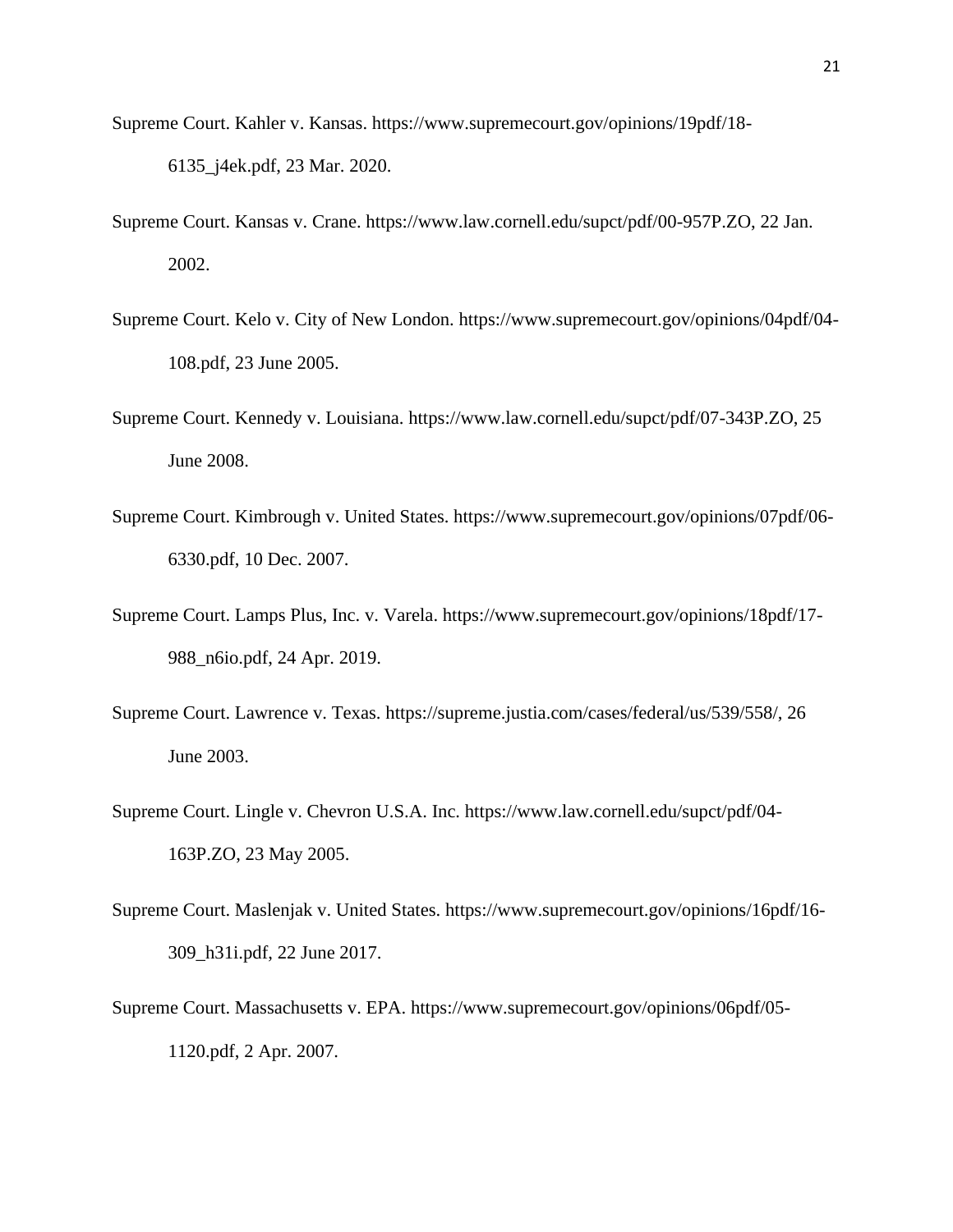Supreme Court. Kahler v. Kansas. https://www.supremecourt.gov/opinions/19pdf/18-6135_j4ek.pdf, 23 Mar. 2020.

Supreme Court. Kansas v. Crane. https://www.law.cornell.edu/supct/pdf/00-957P.ZO, 22 Jan. 2002.

Supreme Court. Kelo v. City of New London. https://www.supremecourt.gov/opinions/04pdf/04-108.pdf, 23 June 2005.

Supreme Court. Kennedy v. Louisiana. https://www.law.cornell.edu/supct/pdf/07-343P.ZO, 25 June 2008.

Supreme Court. Kimbrough v. United States. https://www.supremecourt.gov/opinions/07pdf/06-6330.pdf, 10 Dec. 2007.

Supreme Court. Lamps Plus, Inc. v. Varela. https://www.supremecourt.gov/opinions/18pdf/17-988_n6io.pdf, 24 Apr. 2019.

Supreme Court. Lawrence v. Texas. https://supreme.justia.com/cases/federal/us/539/558/, 26 June 2003.

Supreme Court. Lingle v. Chevron U.S.A. Inc. https://www.law.cornell.edu/supct/pdf/04-163P.ZO, 23 May 2005.

Supreme Court. Maslenjak v. United States. https://www.supremecourt.gov/opinions/16pdf/16-309_h31i.pdf, 22 June 2017.

Supreme Court. Massachusetts v. EPA. https://www.supremecourt.gov/opinions/06pdf/05-1120.pdf, 2 Apr. 2007.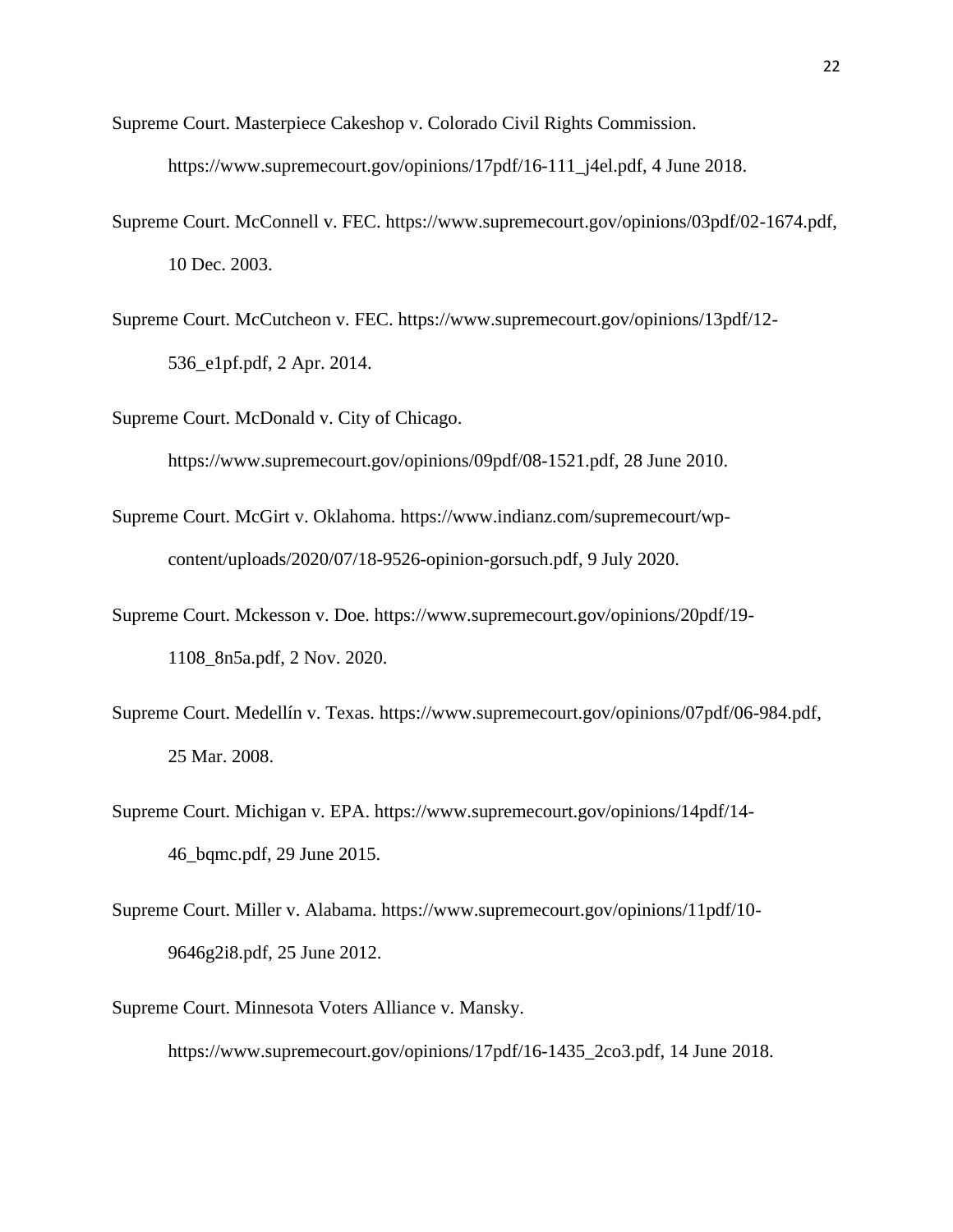Supreme Court. Masterpiece Cakeshop v. Colorado Civil Rights Commission. https://www.supremecourt.gov/opinions/17pdf/16-111_j4el.pdf, 4 June 2018.

Supreme Court. McConnell v. FEC. https://www.supremecourt.gov/opinions/03pdf/02-1674.pdf, 10 Dec. 2003.

Supreme Court. McCutcheon v. FEC. https://www.supremecourt.gov/opinions/13pdf/12-536_e1pf.pdf, 2 Apr. 2014.

Supreme Court. McDonald v. City of Chicago. https://www.supremecourt.gov/opinions/09pdf/08-1521.pdf, 28 June 2010.

Supreme Court. McGirt v. Oklahoma. https://www.indianz.com/supremecourt/wp-content/uploads/2020/07/18-9526-opinion-gorsuch.pdf, 9 July 2020.

Supreme Court. Mckesson v. Doe. https://www.supremecourt.gov/opinions/20pdf/19-1108_8n5a.pdf, 2 Nov. 2020.

Supreme Court. Medellín v. Texas. https://www.supremecourt.gov/opinions/07pdf/06-984.pdf, 25 Mar. 2008.

Supreme Court. Michigan v. EPA. https://www.supremecourt.gov/opinions/14pdf/14-46_bqmc.pdf, 29 June 2015.

Supreme Court. Miller v. Alabama. https://www.supremecourt.gov/opinions/11pdf/10-9646g2i8.pdf, 25 June 2012.

Supreme Court. Minnesota Voters Alliance v. Mansky. https://www.supremecourt.gov/opinions/17pdf/16-1435_2co3.pdf, 14 June 2018.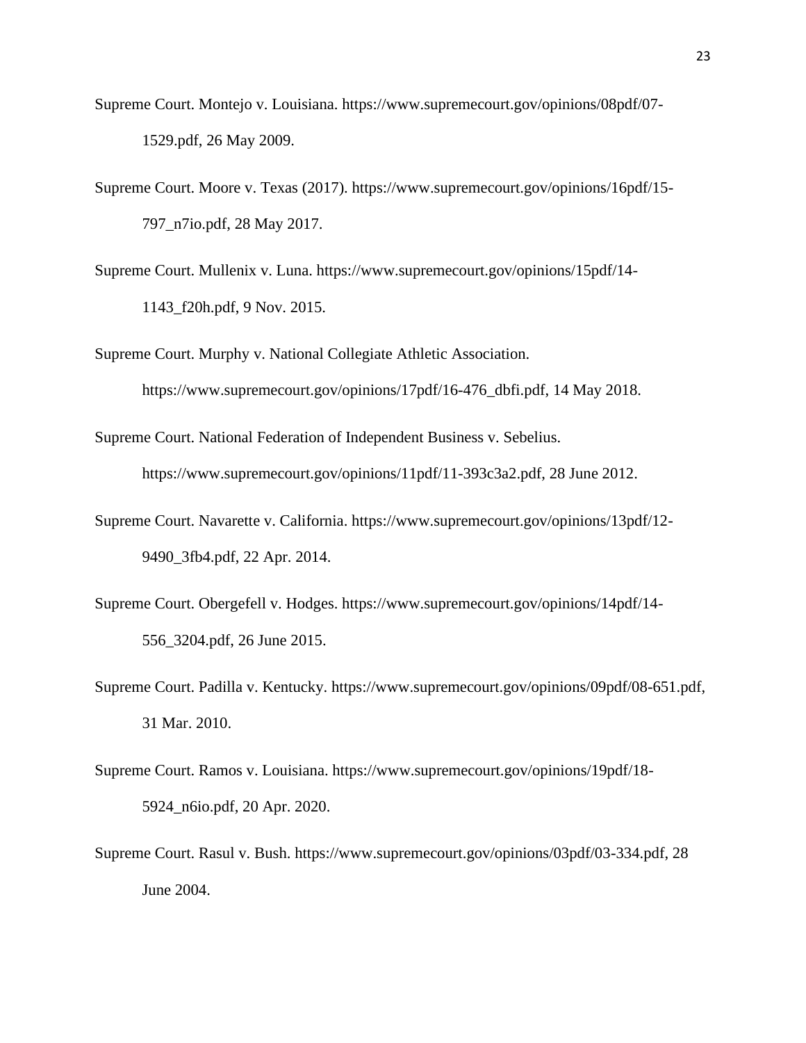Supreme Court. Montejo v. Louisiana. https://www.supremecourt.gov/opinions/08pdf/07-1529.pdf, 26 May 2009.

Supreme Court. Moore v. Texas (2017). https://www.supremecourt.gov/opinions/16pdf/15-797_n7io.pdf, 28 May 2017.

Supreme Court. Mullenix v. Luna. https://www.supremecourt.gov/opinions/15pdf/14-1143_f20h.pdf, 9 Nov. 2015.

Supreme Court. Murphy v. National Collegiate Athletic Association. https://www.supremecourt.gov/opinions/17pdf/16-476_dbfi.pdf, 14 May 2018.

Supreme Court. National Federation of Independent Business v. Sebelius. https://www.supremecourt.gov/opinions/11pdf/11-393c3a2.pdf, 28 June 2012.

Supreme Court. Navarette v. California. https://www.supremecourt.gov/opinions/13pdf/12-9490_3fb4.pdf, 22 Apr. 2014.

Supreme Court. Obergefell v. Hodges. https://www.supremecourt.gov/opinions/14pdf/14-556_3204.pdf, 26 June 2015.

Supreme Court. Padilla v. Kentucky. https://www.supremecourt.gov/opinions/09pdf/08-651.pdf, 31 Mar. 2010.

Supreme Court. Ramos v. Louisiana. https://www.supremecourt.gov/opinions/19pdf/18-5924_n6io.pdf, 20 Apr. 2020.

Supreme Court. Rasul v. Bush. https://www.supremecourt.gov/opinions/03pdf/03-334.pdf, 28 June 2004.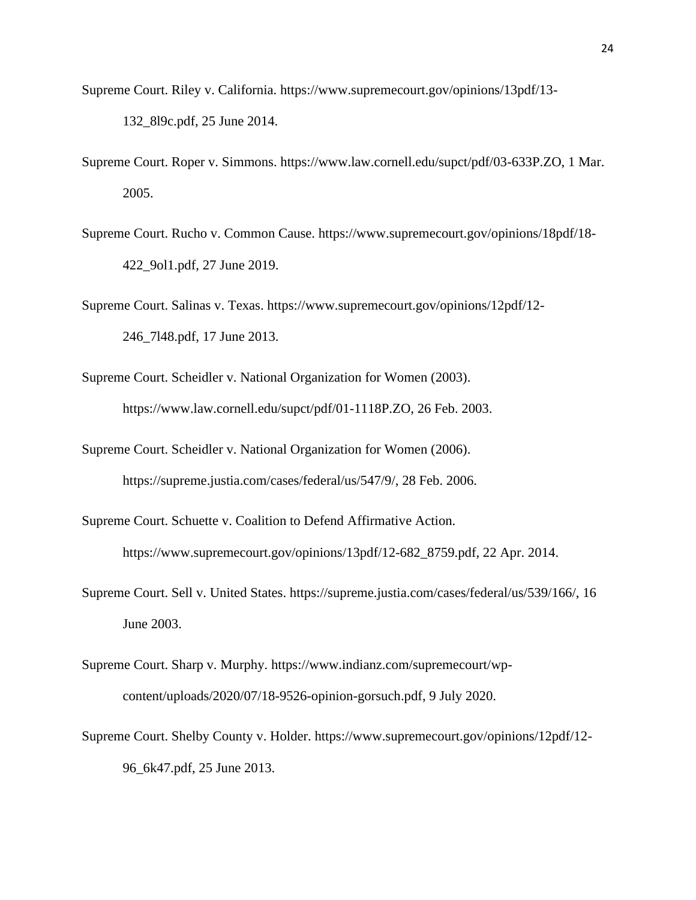Supreme Court. Riley v. California. https://www.supremecourt.gov/opinions/13pdf/13-132_8l9c.pdf, 25 June 2014.

Supreme Court. Roper v. Simmons. https://www.law.cornell.edu/supct/pdf/03-633P.ZO, 1 Mar. 2005.

Supreme Court. Rucho v. Common Cause. https://www.supremecourt.gov/opinions/18pdf/18-422_9ol1.pdf, 27 June 2019.

Supreme Court. Salinas v. Texas. https://www.supremecourt.gov/opinions/12pdf/12-246_7l48.pdf, 17 June 2013.

Supreme Court. Scheidler v. National Organization for Women (2003). https://www.law.cornell.edu/supct/pdf/01-1118P.ZO, 26 Feb. 2003.

Supreme Court. Scheidler v. National Organization for Women (2006). https://supreme.justia.com/cases/federal/us/547/9/, 28 Feb. 2006.

Supreme Court. Schuette v. Coalition to Defend Affirmative Action. https://www.supremecourt.gov/opinions/13pdf/12-682_8759.pdf, 22 Apr. 2014.

Supreme Court. Sell v. United States. https://supreme.justia.com/cases/federal/us/539/166/, 16 June 2003.

Supreme Court. Sharp v. Murphy. https://www.indianz.com/supremecourt/wp-content/uploads/2020/07/18-9526-opinion-gorsuch.pdf, 9 July 2020.

Supreme Court. Shelby County v. Holder. https://www.supremecourt.gov/opinions/12pdf/12-96_6k47.pdf, 25 June 2013.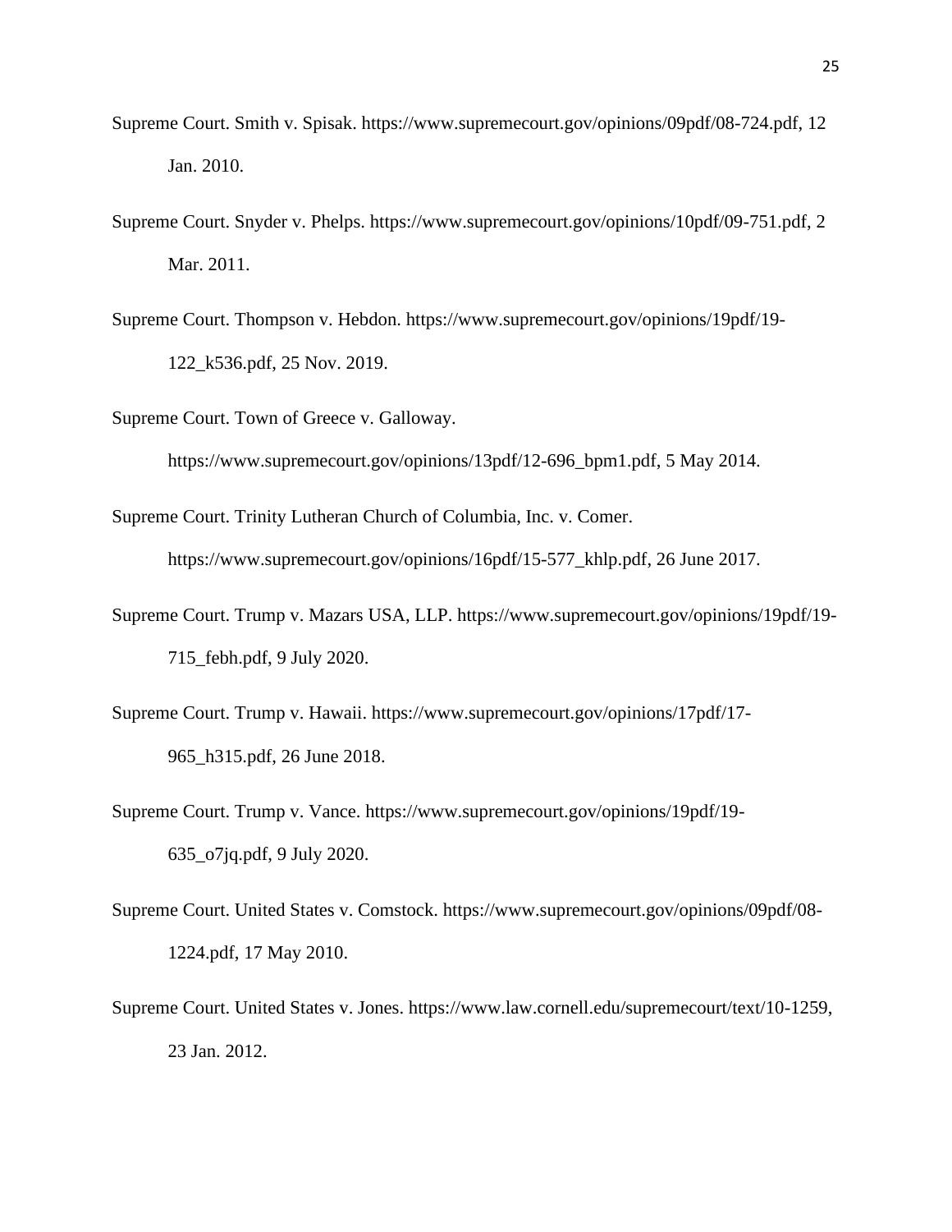Supreme Court. Smith v. Spisak. https://www.supremecourt.gov/opinions/09pdf/08-724.pdf, 12 Jan. 2010.

Supreme Court. Snyder v. Phelps. https://www.supremecourt.gov/opinions/10pdf/09-751.pdf, 2 Mar. 2011.

Supreme Court. Thompson v. Hebdon. https://www.supremecourt.gov/opinions/19pdf/19-122_k536.pdf, 25 Nov. 2019.

Supreme Court. Town of Greece v. Galloway. https://www.supremecourt.gov/opinions/13pdf/12-696_bpm1.pdf, 5 May 2014.

Supreme Court. Trinity Lutheran Church of Columbia, Inc. v. Comer. https://www.supremecourt.gov/opinions/16pdf/15-577_khlp.pdf, 26 June 2017.

Supreme Court. Trump v. Mazars USA, LLP. https://www.supremecourt.gov/opinions/19pdf/19-715_febh.pdf, 9 July 2020.

Supreme Court. Trump v. Hawaii. https://www.supremecourt.gov/opinions/17pdf/17-965_h315.pdf, 26 June 2018.

Supreme Court. Trump v. Vance. https://www.supremecourt.gov/opinions/19pdf/19-635_o7jq.pdf, 9 July 2020.

Supreme Court. United States v. Comstock. https://www.supremecourt.gov/opinions/09pdf/08-1224.pdf, 17 May 2010.

Supreme Court. United States v. Jones. https://www.law.cornell.edu/supremecourt/text/10-1259, 23 Jan. 2012.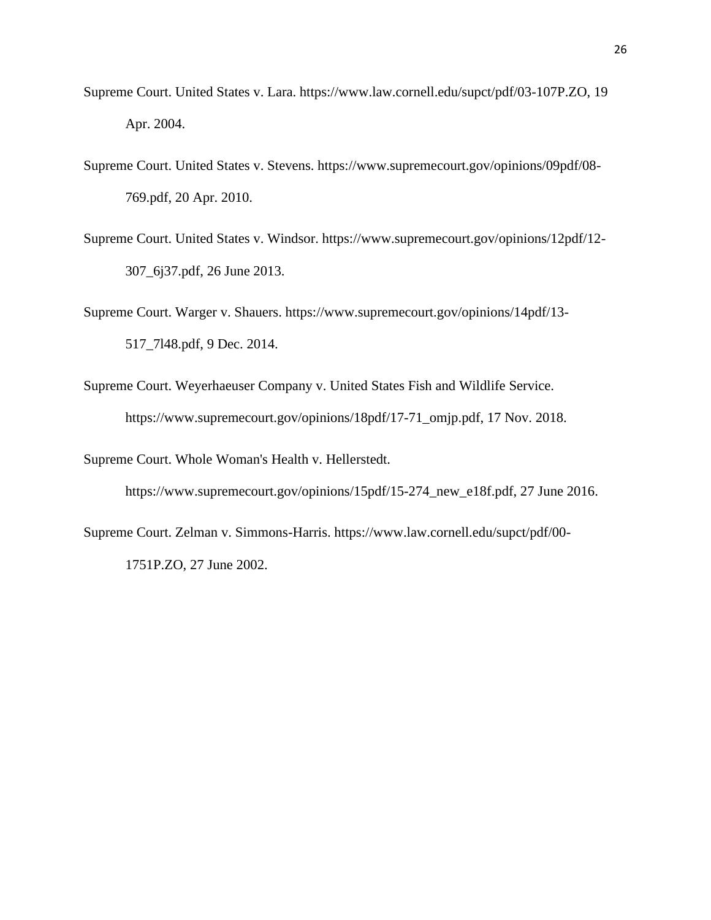Supreme Court. United States v. Lara. https://www.law.cornell.edu/supct/pdf/03-107P.ZO, 19 Apr. 2004.

Supreme Court. United States v. Stevens. https://www.supremecourt.gov/opinions/09pdf/08-769.pdf, 20 Apr. 2010.

Supreme Court. United States v. Windsor. https://www.supremecourt.gov/opinions/12pdf/12-307_6j37.pdf, 26 June 2013.

Supreme Court. Warger v. Shauers. https://www.supremecourt.gov/opinions/14pdf/13-517_7l48.pdf, 9 Dec. 2014.

Supreme Court. Weyerhaeuser Company v. United States Fish and Wildlife Service. https://www.supremecourt.gov/opinions/18pdf/17-71_omjp.pdf, 17 Nov. 2018.

Supreme Court. Whole Woman's Health v. Hellerstedt. https://www.supremecourt.gov/opinions/15pdf/15-274_new_e18f.pdf, 27 June 2016.

Supreme Court. Zelman v. Simmons-Harris. https://www.law.cornell.edu/supct/pdf/00-1751P.ZO, 27 June 2002.